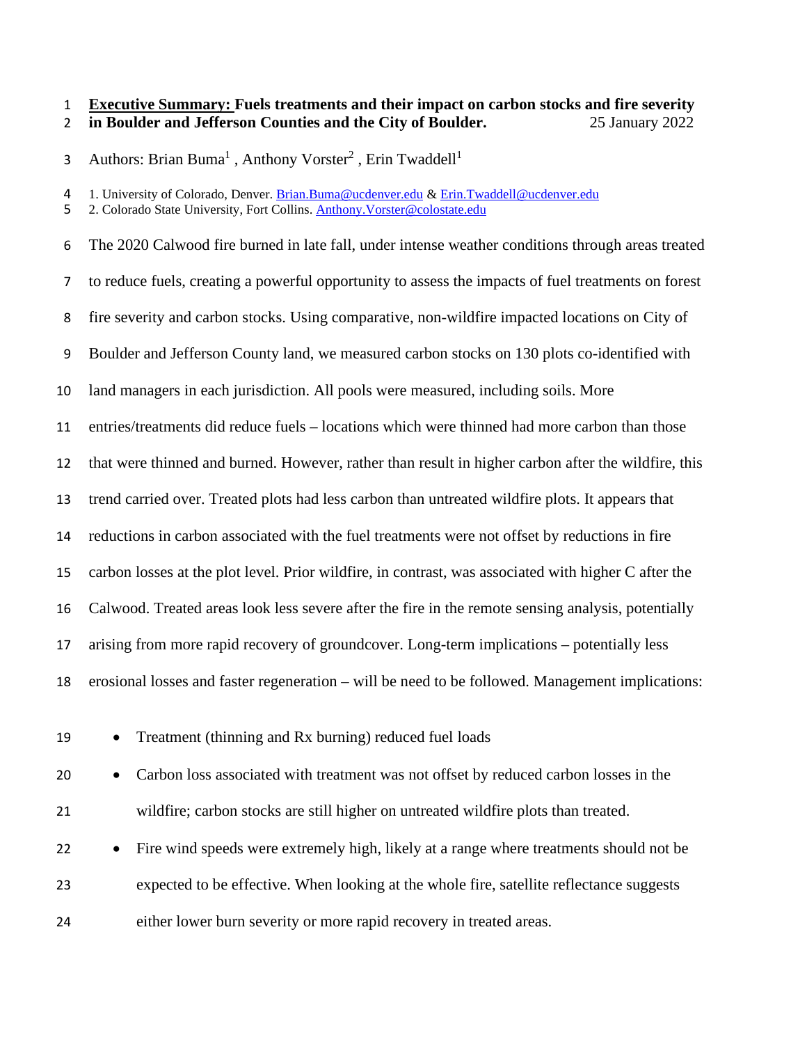**<u>Executive Summary:</u> Fuels treatments and their impact on carbon stocks and fire severity in Boulder and Jefferson Counties and the City of Boulder.** 25 January 2022

Authors: Brian Buma[1] , Anthony Vorster[2] , Erin Twaddell[1]

1. University of Colorado, Denver. Brian.Buma@ucdenver.edu & Erin.Twaddell@ucdenver.edu
2. Colorado State University, Fort Collins. Anthony.Vorster@colostate.edu

The 2020 Calwood fire burned in late fall, under intense weather conditions through areas treated to reduce fuels, creating a powerful opportunity to assess the impacts of fuel treatments on forest fire severity and carbon stocks. Using comparative, non-wildfire impacted locations on City of Boulder and Jefferson County land, we measured carbon stocks on 130 plots co-identified with land managers in each jurisdiction. All pools were measured, including soils. More entries/treatments did reduce fuels – locations which were thinned had more carbon than those that were thinned and burned. However, rather than result in higher carbon after the wildfire, this trend carried over. Treated plots had less carbon than untreated wildfire plots. It appears that reductions in carbon associated with the fuel treatments were not offset by reductions in fire carbon losses at the plot level. Prior wildfire, in contrast, was associated with higher C after the Calwood. Treated areas look less severe after the fire in the remote sensing analysis, potentially arising from more rapid recovery of groundcover. Long-term implications – potentially less erosional losses and faster regeneration – will be need to be followed. Management implications:

- Treatment (thinning and Rx burning) reduced fuel loads
- Carbon loss associated with treatment was not offset by reduced carbon losses in the wildfire; carbon stocks are still higher on untreated wildfire plots than treated.
- Fire wind speeds were extremely high, likely at a range where treatments should not be expected to be effective. When looking at the whole fire, satellite reflectance suggests either lower burn severity or more rapid recovery in treated areas.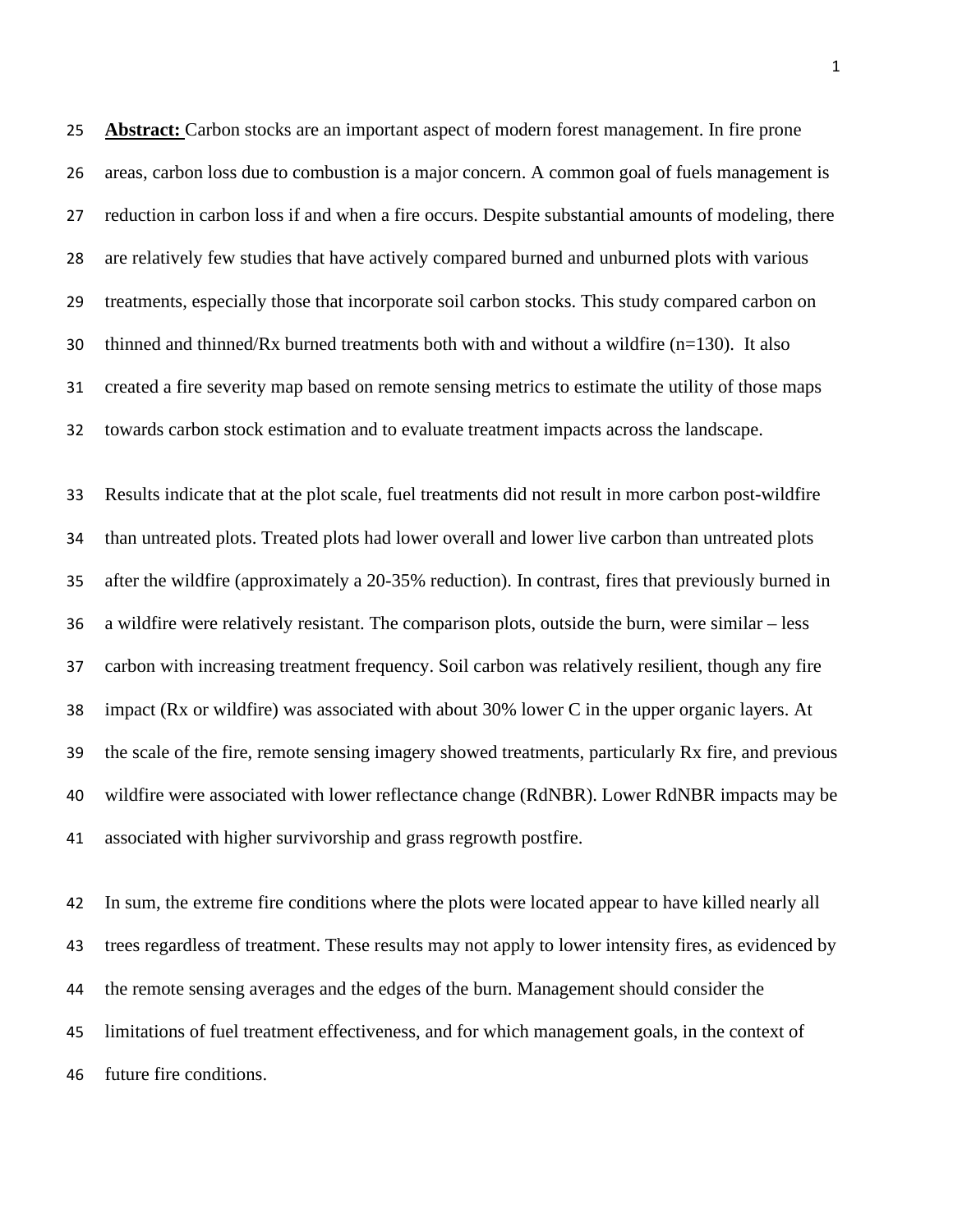**Abstract:** Carbon stocks are an important aspect of modern forest management. In fire prone areas, carbon loss due to combustion is a major concern. A common goal of fuels management is reduction in carbon loss if and when a fire occurs. Despite substantial amounts of modeling, there are relatively few studies that have actively compared burned and unburned plots with various treatments, especially those that incorporate soil carbon stocks. This study compared carbon on thinned and thinned/Rx burned treatments both with and without a wildfire (n=130). It also created a fire severity map based on remote sensing metrics to estimate the utility of those maps towards carbon stock estimation and to evaluate treatment impacts across the landscape.

Results indicate that at the plot scale, fuel treatments did not result in more carbon post-wildfire than untreated plots. Treated plots had lower overall and lower live carbon than untreated plots after the wildfire (approximately a 20-35% reduction). In contrast, fires that previously burned in a wildfire were relatively resistant. The comparison plots, outside the burn, were similar – less carbon with increasing treatment frequency. Soil carbon was relatively resilient, though any fire impact (Rx or wildfire) was associated with about 30% lower C in the upper organic layers. At the scale of the fire, remote sensing imagery showed treatments, particularly Rx fire, and previous wildfire were associated with lower reflectance change (RdNBR). Lower RdNBR impacts may be associated with higher survivorship and grass regrowth postfire.

In sum, the extreme fire conditions where the plots were located appear to have killed nearly all trees regardless of treatment. These results may not apply to lower intensity fires, as evidenced by the remote sensing averages and the edges of the burn. Management should consider the limitations of fuel treatment effectiveness, and for which management goals, in the context of future fire conditions.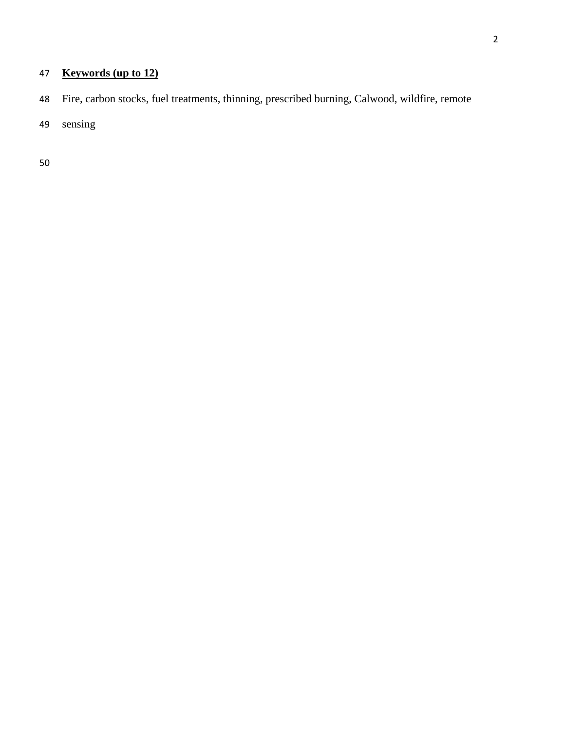**Keywords (up to 12)**

Fire, carbon stocks, fuel treatments, thinning, prescribed burning, Calwood, wildfire, remote sensing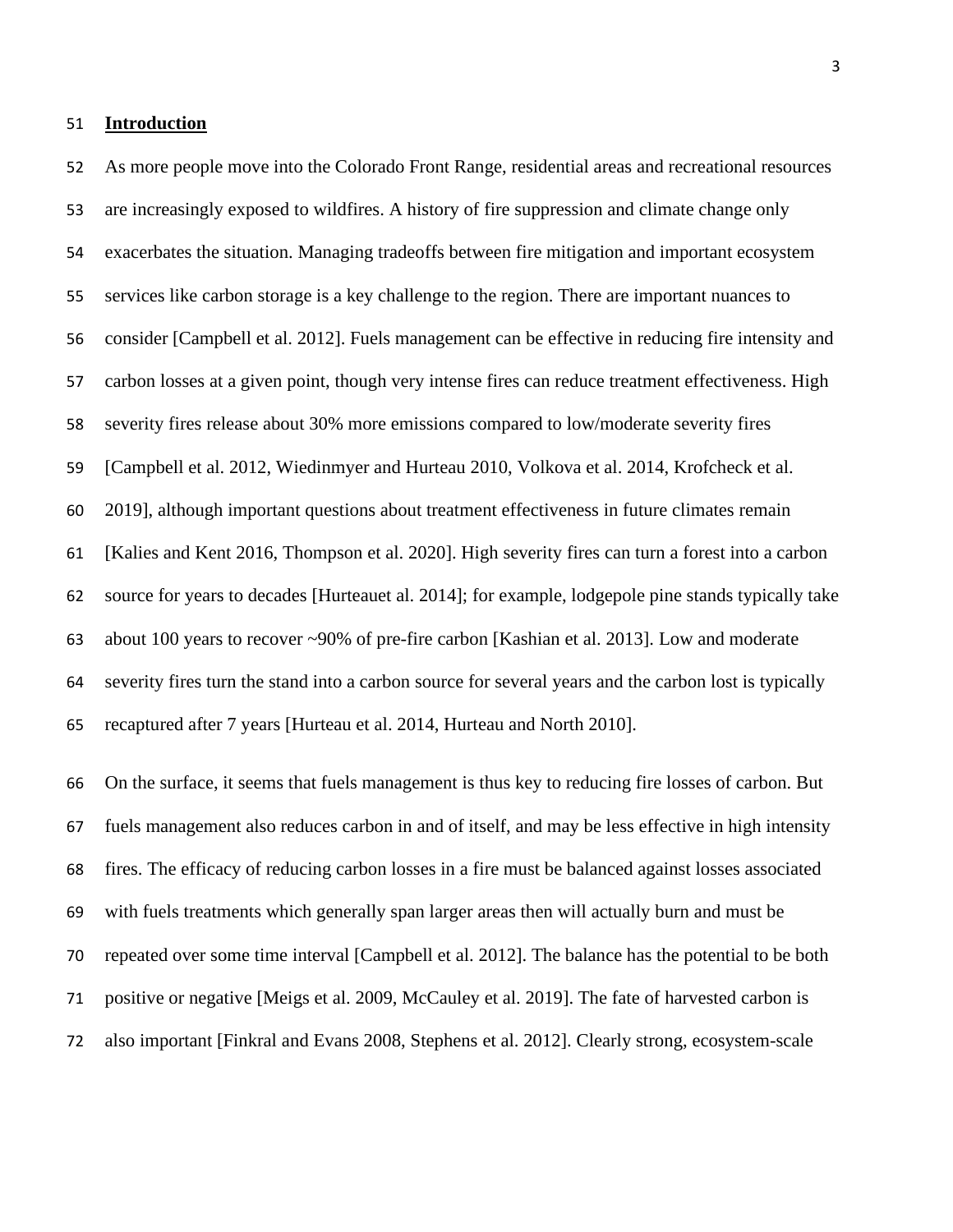## Introduction

As more people move into the Colorado Front Range, residential areas and recreational resources are increasingly exposed to wildfires. A history of fire suppression and climate change only exacerbates the situation. Managing tradeoffs between fire mitigation and important ecosystem services like carbon storage is a key challenge to the region. There are important nuances to consider [Campbell et al. 2012]. Fuels management can be effective in reducing fire intensity and carbon losses at a given point, though very intense fires can reduce treatment effectiveness. High severity fires release about 30% more emissions compared to low/moderate severity fires [Campbell et al. 2012, Wiedinmyer and Hurteau 2010, Volkova et al. 2014, Krofcheck et al. 2019], although important questions about treatment effectiveness in future climates remain [Kalies and Kent 2016, Thompson et al. 2020]. High severity fires can turn a forest into a carbon source for years to decades [Hurteauet al. 2014]; for example, lodgepole pine stands typically take about 100 years to recover ~90% of pre-fire carbon [Kashian et al. 2013]. Low and moderate severity fires turn the stand into a carbon source for several years and the carbon lost is typically recaptured after 7 years [Hurteau et al. 2014, Hurteau and North 2010].

On the surface, it seems that fuels management is thus key to reducing fire losses of carbon. But fuels management also reduces carbon in and of itself, and may be less effective in high intensity fires. The efficacy of reducing carbon losses in a fire must be balanced against losses associated with fuels treatments which generally span larger areas then will actually burn and must be repeated over some time interval [Campbell et al. 2012]. The balance has the potential to be both positive or negative [Meigs et al. 2009, McCauley et al. 2019]. The fate of harvested carbon is also important [Finkral and Evans 2008, Stephens et al. 2012]. Clearly strong, ecosystem-scale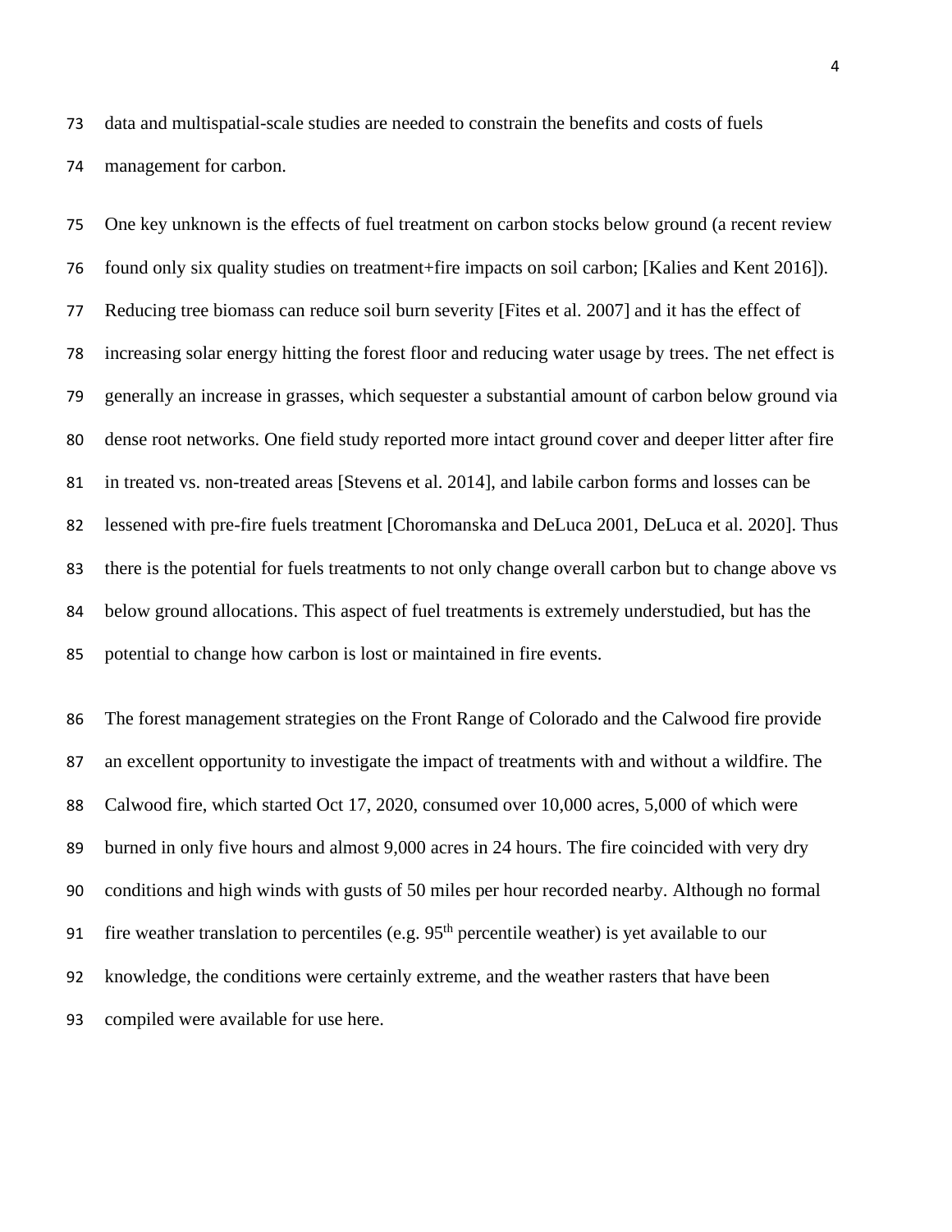data and multispatial-scale studies are needed to constrain the benefits and costs of fuels management for carbon.

One key unknown is the effects of fuel treatment on carbon stocks below ground (a recent review found only six quality studies on treatment+fire impacts on soil carbon; [Kalies and Kent 2016]). Reducing tree biomass can reduce soil burn severity [Fites et al. 2007] and it has the effect of increasing solar energy hitting the forest floor and reducing water usage by trees. The net effect is generally an increase in grasses, which sequester a substantial amount of carbon below ground via dense root networks. One field study reported more intact ground cover and deeper litter after fire in treated vs. non-treated areas [Stevens et al. 2014], and labile carbon forms and losses can be lessened with pre-fire fuels treatment [Choromanska and DeLuca 2001, DeLuca et al. 2020]. Thus there is the potential for fuels treatments to not only change overall carbon but to change above vs below ground allocations. This aspect of fuel treatments is extremely understudied, but has the potential to change how carbon is lost or maintained in fire events.

The forest management strategies on the Front Range of Colorado and the Calwood fire provide an excellent opportunity to investigate the impact of treatments with and without a wildfire. The Calwood fire, which started Oct 17, 2020, consumed over 10,000 acres, 5,000 of which were burned in only five hours and almost 9,000 acres in 24 hours. The fire coincided with very dry conditions and high winds with gusts of 50 miles per hour recorded nearby. Although no formal fire weather translation to percentiles (e.g. $95^{th}$ percentile weather) is yet available to our knowledge, the conditions were certainly extreme, and the weather rasters that have been compiled were available for use here.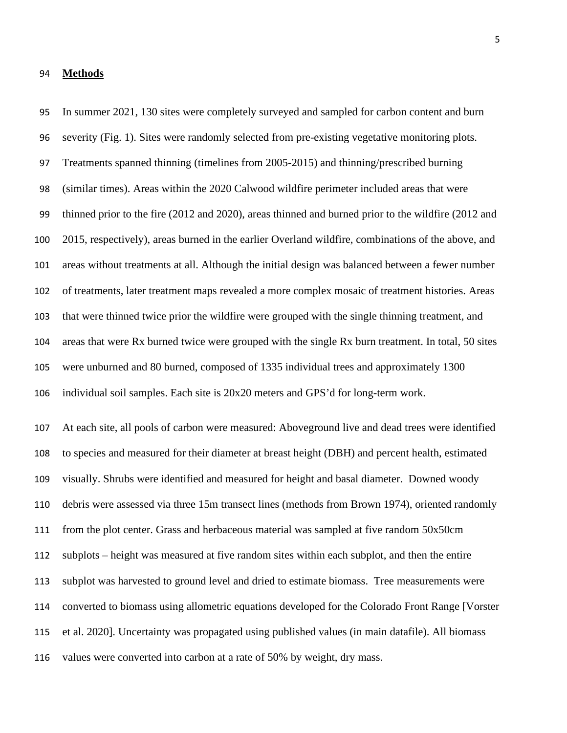## Methods

In summer 2021, 130 sites were completely surveyed and sampled for carbon content and burn severity (Fig. 1). Sites were randomly selected from pre-existing vegetative monitoring plots. Treatments spanned thinning (timelines from 2005-2015) and thinning/prescribed burning (similar times). Areas within the 2020 Calwood wildfire perimeter included areas that were thinned prior to the fire (2012 and 2020), areas thinned and burned prior to the wildfire (2012 and 2015, respectively), areas burned in the earlier Overland wildfire, combinations of the above, and areas without treatments at all. Although the initial design was balanced between a fewer number of treatments, later treatment maps revealed a more complex mosaic of treatment histories. Areas that were thinned twice prior the wildfire were grouped with the single thinning treatment, and areas that were Rx burned twice were grouped with the single Rx burn treatment. In total, 50 sites were unburned and 80 burned, composed of 1335 individual trees and approximately 1300 individual soil samples. Each site is 20x20 meters and GPS'd for long-term work.

At each site, all pools of carbon were measured: Aboveground live and dead trees were identified to species and measured for their diameter at breast height (DBH) and percent health, estimated visually. Shrubs were identified and measured for height and basal diameter. Downed woody debris were assessed via three 15m transect lines (methods from Brown 1974), oriented randomly from the plot center. Grass and herbaceous material was sampled at five random 50x50cm subplots – height was measured at five random sites within each subplot, and then the entire subplot was harvested to ground level and dried to estimate biomass. Tree measurements were converted to biomass using allometric equations developed for the Colorado Front Range [Vorster et al. 2020]. Uncertainty was propagated using published values (in main datafile). All biomass values were converted into carbon at a rate of 50% by weight, dry mass.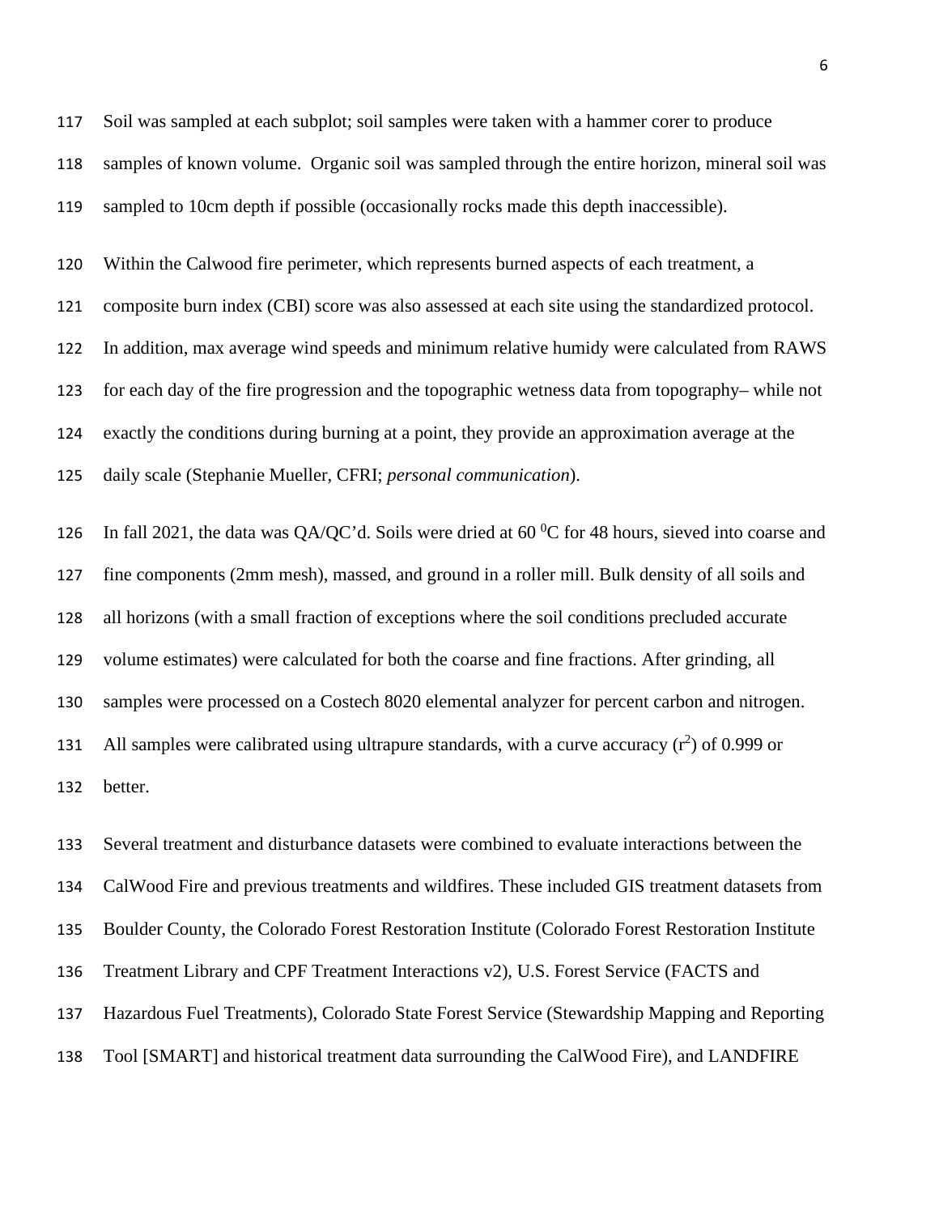Soil was sampled at each subplot; soil samples were taken with a hammer corer to produce samples of known volume. Organic soil was sampled through the entire horizon, mineral soil was sampled to 10cm depth if possible (occasionally rocks made this depth inaccessible).

Within the Calwood fire perimeter, which represents burned aspects of each treatment, a composite burn index (CBI) score was also assessed at each site using the standardized protocol. In addition, max average wind speeds and minimum relative humidy were calculated from RAWS for each day of the fire progression and the topographic wetness data from topography– while not exactly the conditions during burning at a point, they provide an approximation average at the daily scale (Stephanie Mueller, CFRI; *personal communication*).

In fall 2021, the data was QA/QC'd. Soils were dried at 60 $^0$C for 48 hours, sieved into coarse and fine components (2mm mesh), massed, and ground in a roller mill. Bulk density of all soils and all horizons (with a small fraction of exceptions where the soil conditions precluded accurate volume estimates) were calculated for both the coarse and fine fractions. After grinding, all samples were processed on a Costech 8020 elemental analyzer for percent carbon and nitrogen. All samples were calibrated using ultrapure standards, with a curve accuracy ($r^2$) of 0.999 or better.

Several treatment and disturbance datasets were combined to evaluate interactions between the CalWood Fire and previous treatments and wildfires. These included GIS treatment datasets from Boulder County, the Colorado Forest Restoration Institute (Colorado Forest Restoration Institute Treatment Library and CPF Treatment Interactions v2), U.S. Forest Service (FACTS and Hazardous Fuel Treatments), Colorado State Forest Service (Stewardship Mapping and Reporting Tool [SMART] and historical treatment data surrounding the CalWood Fire), and LANDFIRE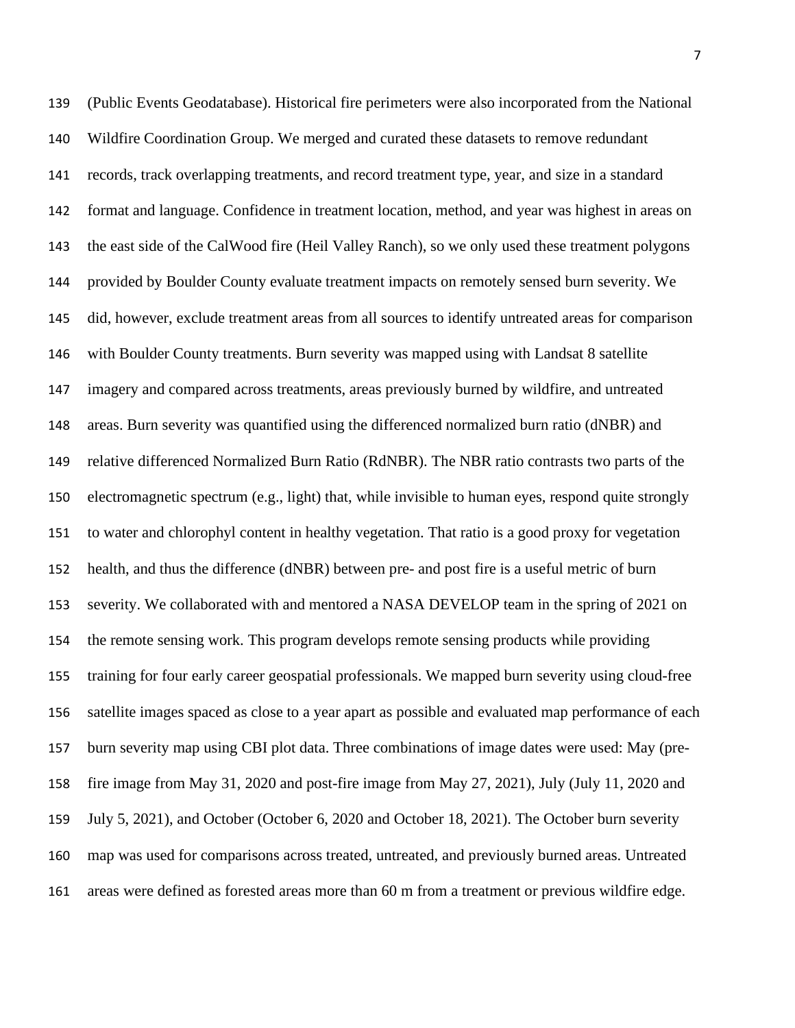(Public Events Geodatabase). Historical fire perimeters were also incorporated from the National Wildfire Coordination Group. We merged and curated these datasets to remove redundant records, track overlapping treatments, and record treatment type, year, and size in a standard format and language. Confidence in treatment location, method, and year was highest in areas on the east side of the CalWood fire (Heil Valley Ranch), so we only used these treatment polygons provided by Boulder County evaluate treatment impacts on remotely sensed burn severity. We did, however, exclude treatment areas from all sources to identify untreated areas for comparison with Boulder County treatments. Burn severity was mapped using with Landsat 8 satellite imagery and compared across treatments, areas previously burned by wildfire, and untreated areas. Burn severity was quantified using the differenced normalized burn ratio (dNBR) and relative differenced Normalized Burn Ratio (RdNBR). The NBR ratio contrasts two parts of the electromagnetic spectrum (e.g., light) that, while invisible to human eyes, respond quite strongly to water and chlorophyl content in healthy vegetation. That ratio is a good proxy for vegetation health, and thus the difference (dNBR) between pre- and post fire is a useful metric of burn severity. We collaborated with and mentored a NASA DEVELOP team in the spring of 2021 on the remote sensing work. This program develops remote sensing products while providing training for four early career geospatial professionals. We mapped burn severity using cloud-free satellite images spaced as close to a year apart as possible and evaluated map performance of each burn severity map using CBI plot data. Three combinations of image dates were used: May (pre-fire image from May 31, 2020 and post-fire image from May 27, 2021), July (July 11, 2020 and July 5, 2021), and October (October 6, 2020 and October 18, 2021). The October burn severity map was used for comparisons across treated, untreated, and previously burned areas. Untreated areas were defined as forested areas more than 60 m from a treatment or previous wildfire edge.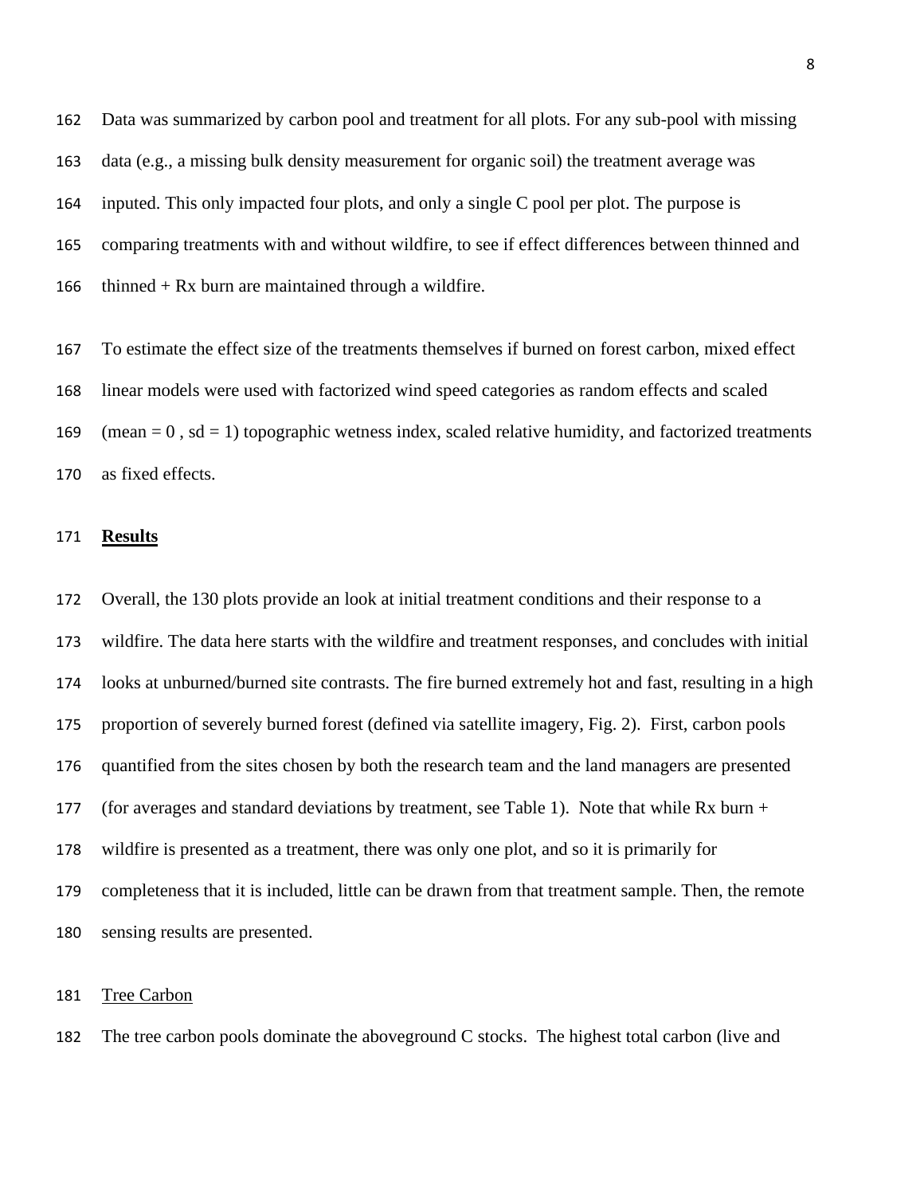Data was summarized by carbon pool and treatment for all plots. For any sub-pool with missing data (e.g., a missing bulk density measurement for organic soil) the treatment average was inputed. This only impacted four plots, and only a single C pool per plot. The purpose is comparing treatments with and without wildfire, to see if effect differences between thinned and thinned + Rx burn are maintained through a wildfire.

To estimate the effect size of the treatments themselves if burned on forest carbon, mixed effect linear models were used with factorized wind speed categories as random effects and scaled (mean = 0 , sd = 1) topographic wetness index, scaled relative humidity, and factorized treatments as fixed effects.

## **Results**

Overall, the 130 plots provide an look at initial treatment conditions and their response to a wildfire. The data here starts with the wildfire and treatment responses, and concludes with initial looks at unburned/burned site contrasts. The fire burned extremely hot and fast, resulting in a high proportion of severely burned forest (defined via satellite imagery, Fig. 2). First, carbon pools quantified from the sites chosen by both the research team and the land managers are presented (for averages and standard deviations by treatment, see Table 1). Note that while Rx burn + wildfire is presented as a treatment, there was only one plot, and so it is primarily for completeness that it is included, little can be drawn from that treatment sample. Then, the remote sensing results are presented.

### Tree Carbon

The tree carbon pools dominate the aboveground C stocks. The highest total carbon (live and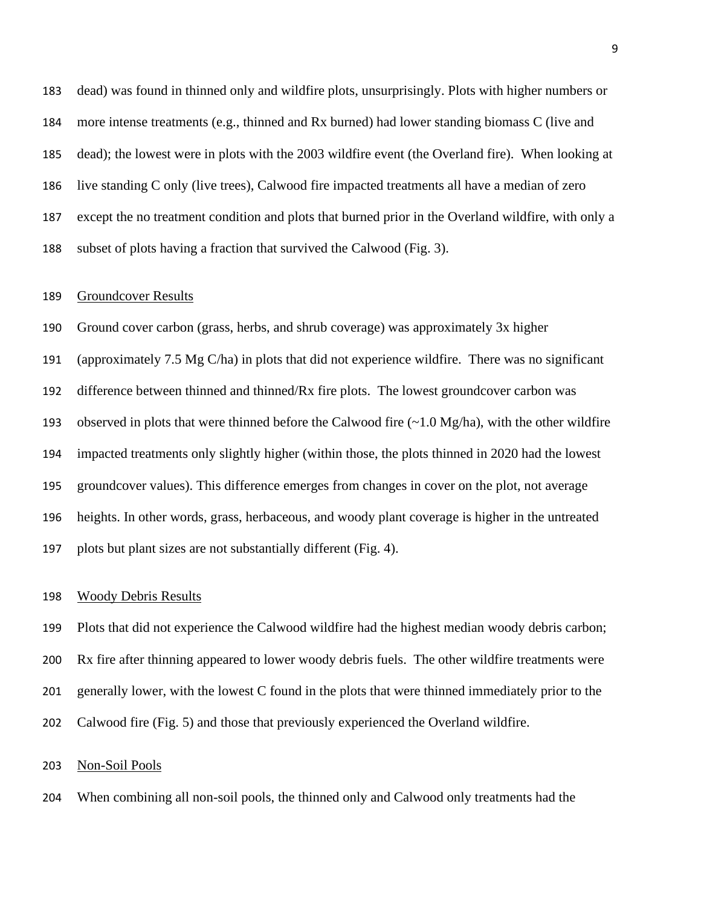dead) was found in thinned only and wildfire plots, unsurprisingly. Plots with higher numbers or more intense treatments (e.g., thinned and Rx burned) had lower standing biomass C (live and dead); the lowest were in plots with the 2003 wildfire event (the Overland fire). When looking at live standing C only (live trees), Calwood fire impacted treatments all have a median of zero except the no treatment condition and plots that burned prior in the Overland wildfire, with only a subset of plots having a fraction that survived the Calwood (Fig. 3).

<u>Groundcover Results</u>

Ground cover carbon (grass, herbs, and shrub coverage) was approximately 3x higher (approximately 7.5 Mg C/ha) in plots that did not experience wildfire. There was no significant difference between thinned and thinned/Rx fire plots. The lowest groundcover carbon was observed in plots that were thinned before the Calwood fire (~1.0 Mg/ha), with the other wildfire impacted treatments only slightly higher (within those, the plots thinned in 2020 had the lowest groundcover values). This difference emerges from changes in cover on the plot, not average heights. In other words, grass, herbaceous, and woody plant coverage is higher in the untreated plots but plant sizes are not substantially different (Fig. 4).

<u>Woody Debris Results</u>

Plots that did not experience the Calwood wildfire had the highest median woody debris carbon; Rx fire after thinning appeared to lower woody debris fuels. The other wildfire treatments were generally lower, with the lowest C found in the plots that were thinned immediately prior to the Calwood fire (Fig. 5) and those that previously experienced the Overland wildfire.

<u>Non-Soil Pools</u>

When combining all non-soil pools, the thinned only and Calwood only treatments had the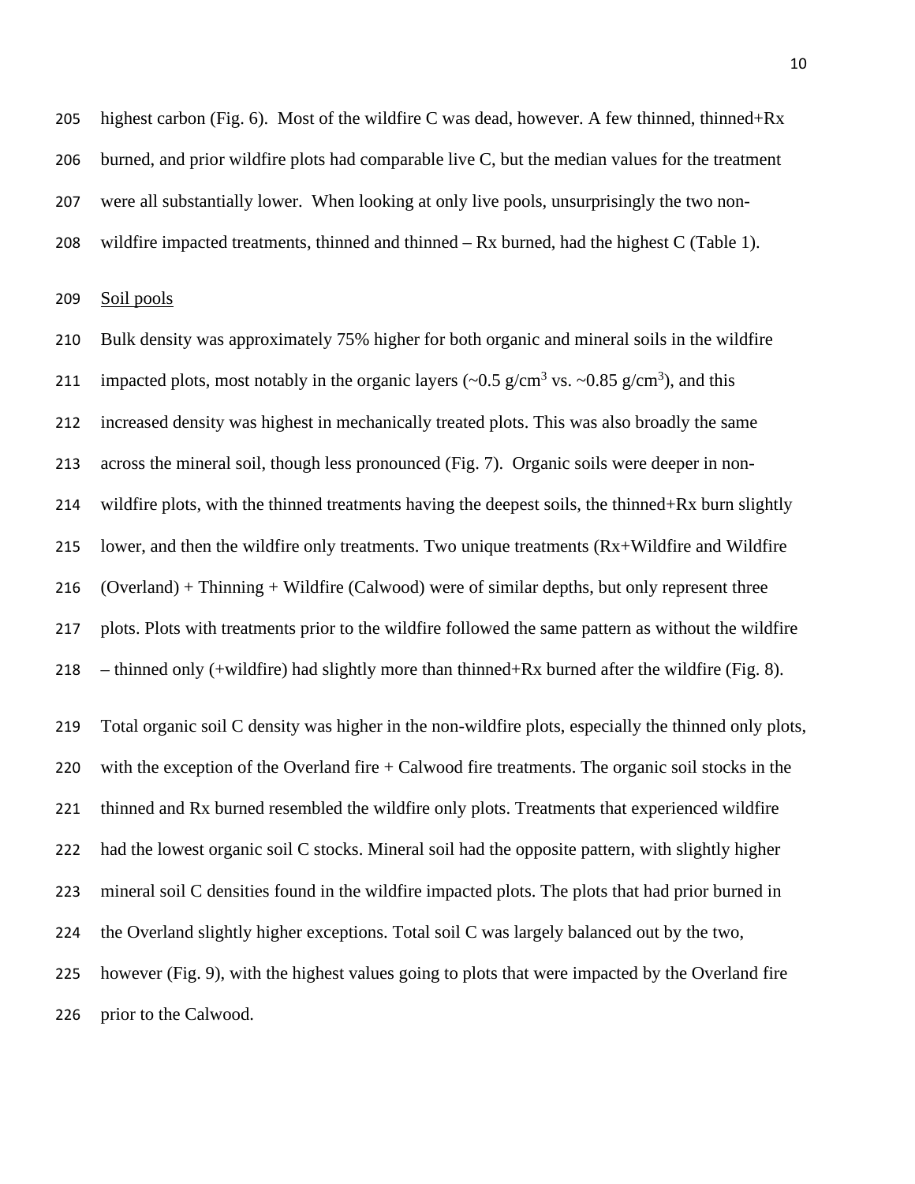highest carbon (Fig. 6). Most of the wildfire C was dead, however. A few thinned, thinned+Rx burned, and prior wildfire plots had comparable live C, but the median values for the treatment were all substantially lower. When looking at only live pools, unsurprisingly the two non-wildfire impacted treatments, thinned and thinned – Rx burned, had the highest C (Table 1).

Soil pools

Bulk density was approximately 75% higher for both organic and mineral soils in the wildfire impacted plots, most notably in the organic layers (~0.5 g/cm$^3$ vs. ~0.85 g/cm$^3$), and this increased density was highest in mechanically treated plots. This was also broadly the same across the mineral soil, though less pronounced (Fig. 7). Organic soils were deeper in non-wildfire plots, with the thinned treatments having the deepest soils, the thinned+Rx burn slightly lower, and then the wildfire only treatments. Two unique treatments (Rx+Wildfire and Wildfire (Overland) + Thinning + Wildfire (Calwood) were of similar depths, but only represent three plots. Plots with treatments prior to the wildfire followed the same pattern as without the wildfire – thinned only (+wildfire) had slightly more than thinned+Rx burned after the wildfire (Fig. 8).

Total organic soil C density was higher in the non-wildfire plots, especially the thinned only plots, with the exception of the Overland fire + Calwood fire treatments. The organic soil stocks in the thinned and Rx burned resembled the wildfire only plots. Treatments that experienced wildfire had the lowest organic soil C stocks. Mineral soil had the opposite pattern, with slightly higher mineral soil C densities found in the wildfire impacted plots. The plots that had prior burned in the Overland slightly higher exceptions. Total soil C was largely balanced out by the two, however (Fig. 9), with the highest values going to plots that were impacted by the Overland fire prior to the Calwood.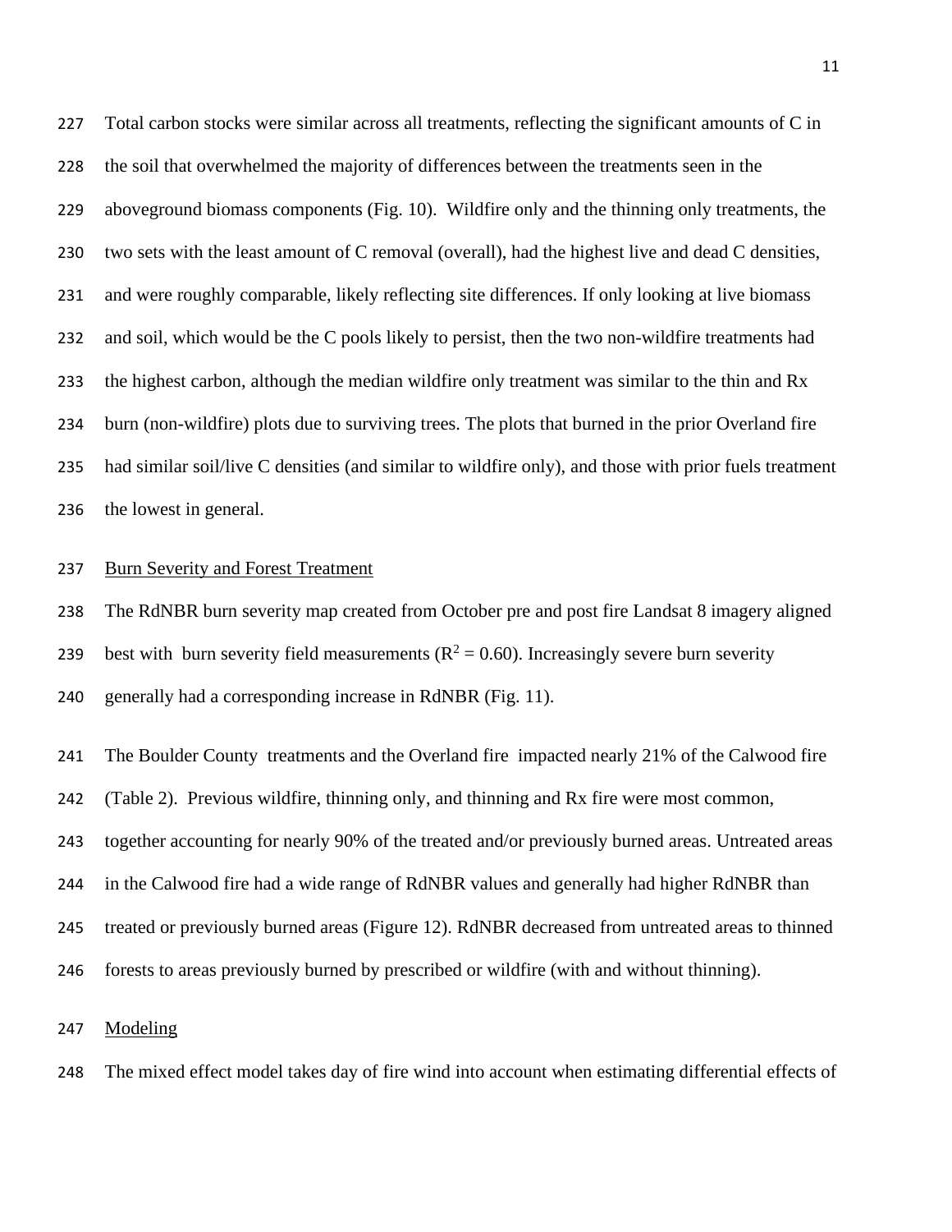Total carbon stocks were similar across all treatments, reflecting the significant amounts of C in the soil that overwhelmed the majority of differences between the treatments seen in the aboveground biomass components (Fig. 10). Wildfire only and the thinning only treatments, the two sets with the least amount of C removal (overall), had the highest live and dead C densities, and were roughly comparable, likely reflecting site differences. If only looking at live biomass and soil, which would be the C pools likely to persist, then the two non-wildfire treatments had the highest carbon, although the median wildfire only treatment was similar to the thin and Rx burn (non-wildfire) plots due to surviving trees. The plots that burned in the prior Overland fire had similar soil/live C densities (and similar to wildfire only), and those with prior fuels treatment the lowest in general.

## Burn Severity and Forest Treatment

The RdNBR burn severity map created from October pre and post fire Landsat 8 imagery aligned best with burn severity field measurements ($R^2 = 0.60$). Increasingly severe burn severity generally had a corresponding increase in RdNBR (Fig. 11).

The Boulder County treatments and the Overland fire impacted nearly 21% of the Calwood fire (Table 2). Previous wildfire, thinning only, and thinning and Rx fire were most common, together accounting for nearly 90% of the treated and/or previously burned areas. Untreated areas in the Calwood fire had a wide range of RdNBR values and generally had higher RdNBR than treated or previously burned areas (Figure 12). RdNBR decreased from untreated areas to thinned forests to areas previously burned by prescribed or wildfire (with and without thinning).

## Modeling

The mixed effect model takes day of fire wind into account when estimating differential effects of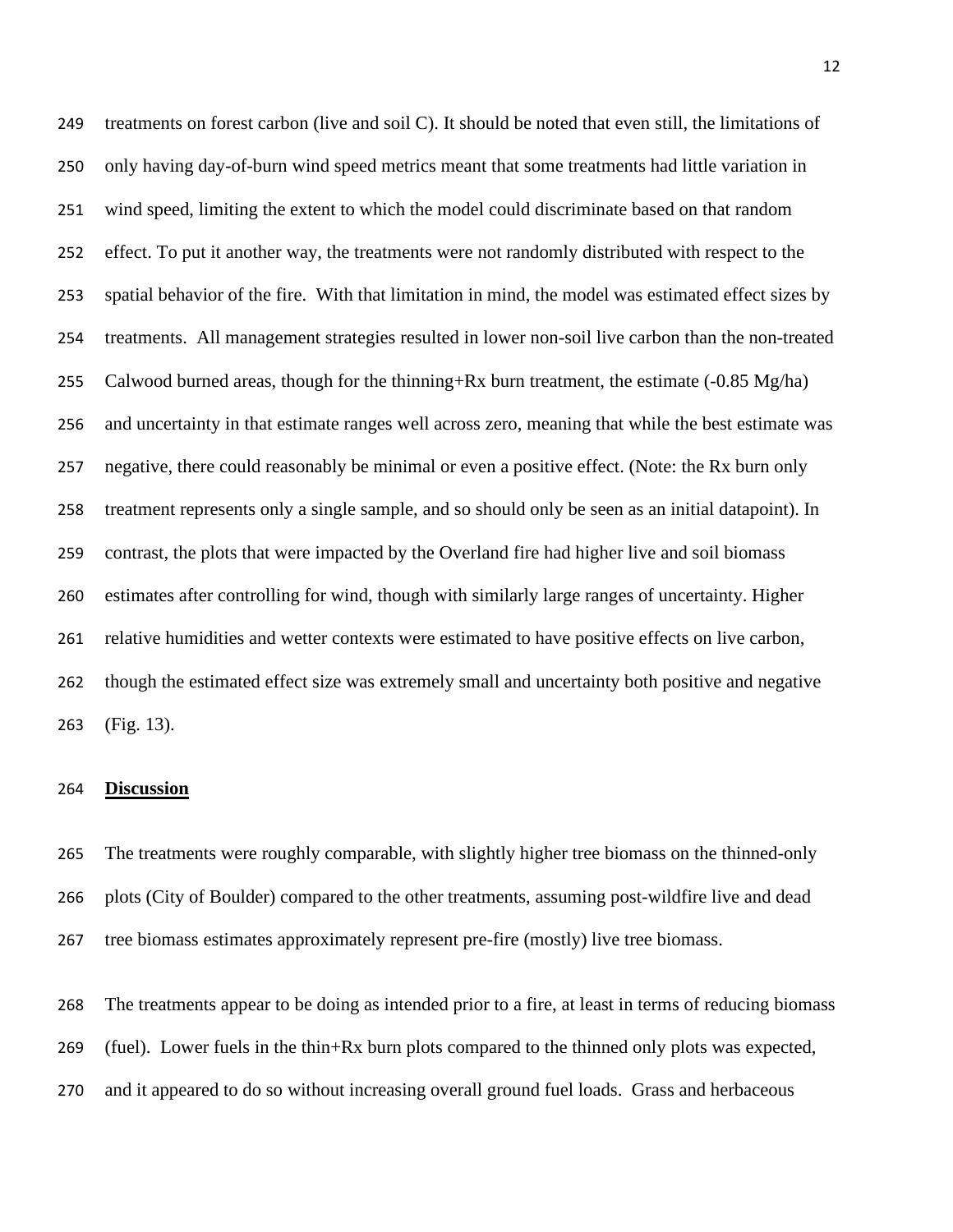treatments on forest carbon (live and soil C). It should be noted that even still, the limitations of only having day-of-burn wind speed metrics meant that some treatments had little variation in wind speed, limiting the extent to which the model could discriminate based on that random effect. To put it another way, the treatments were not randomly distributed with respect to the spatial behavior of the fire. With that limitation in mind, the model was estimated effect sizes by treatments. All management strategies resulted in lower non-soil live carbon than the non-treated Calwood burned areas, though for the thinning+Rx burn treatment, the estimate (-0.85 Mg/ha) and uncertainty in that estimate ranges well across zero, meaning that while the best estimate was negative, there could reasonably be minimal or even a positive effect. (Note: the Rx burn only treatment represents only a single sample, and so should only be seen as an initial datapoint). In contrast, the plots that were impacted by the Overland fire had higher live and soil biomass estimates after controlling for wind, though with similarly large ranges of uncertainty. Higher relative humidities and wetter contexts were estimated to have positive effects on live carbon, though the estimated effect size was extremely small and uncertainty both positive and negative (Fig. 13).

## Discussion

The treatments were roughly comparable, with slightly higher tree biomass on the thinned-only plots (City of Boulder) compared to the other treatments, assuming post-wildfire live and dead tree biomass estimates approximately represent pre-fire (mostly) live tree biomass.

The treatments appear to be doing as intended prior to a fire, at least in terms of reducing biomass (fuel). Lower fuels in the thin+Rx burn plots compared to the thinned only plots was expected, and it appeared to do so without increasing overall ground fuel loads. Grass and herbaceous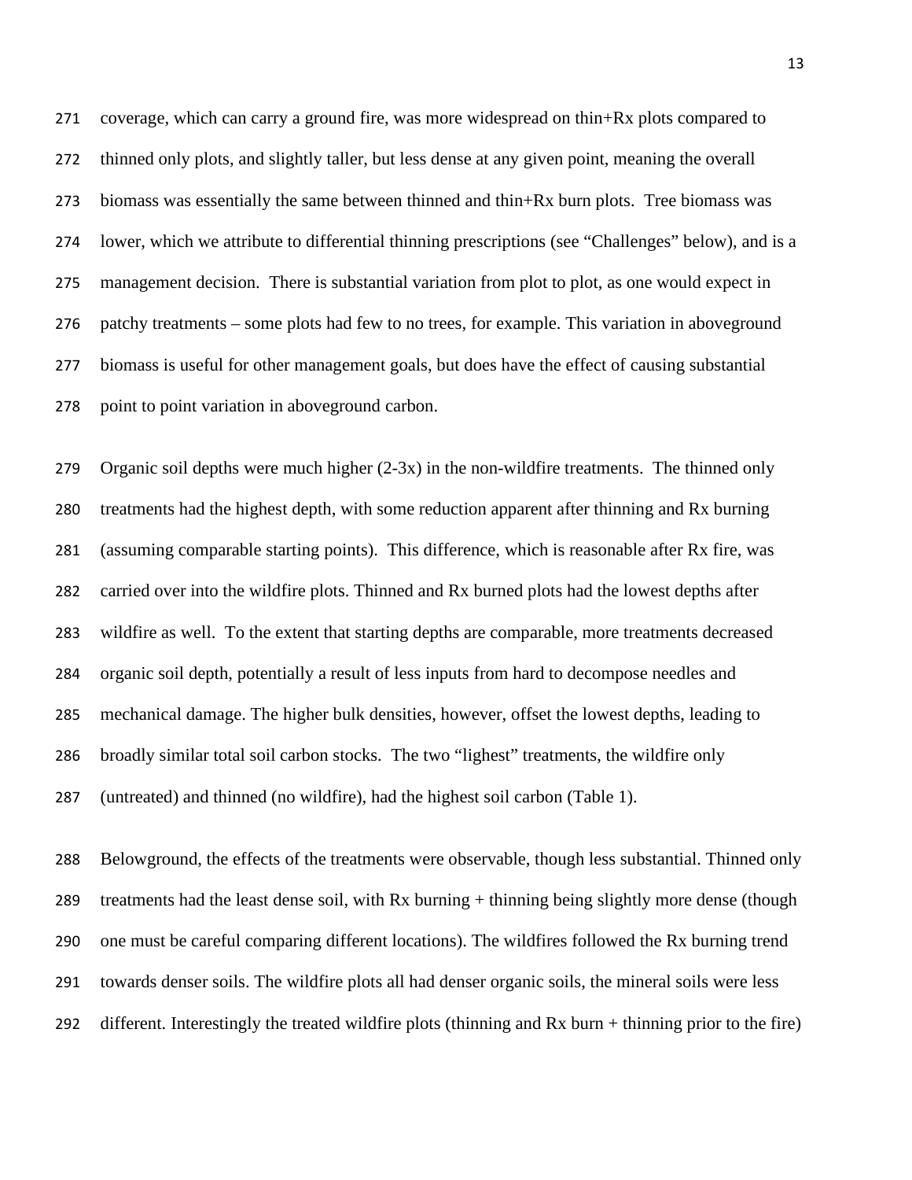coverage, which can carry a ground fire, was more widespread on thin+Rx plots compared to thinned only plots, and slightly taller, but less dense at any given point, meaning the overall biomass was essentially the same between thinned and thin+Rx burn plots. Tree biomass was lower, which we attribute to differential thinning prescriptions (see "Challenges" below), and is a management decision. There is substantial variation from plot to plot, as one would expect in patchy treatments – some plots had few to no trees, for example. This variation in aboveground biomass is useful for other management goals, but does have the effect of causing substantial point to point variation in aboveground carbon.

Organic soil depths were much higher (2-3x) in the non-wildfire treatments. The thinned only treatments had the highest depth, with some reduction apparent after thinning and Rx burning (assuming comparable starting points). This difference, which is reasonable after Rx fire, was carried over into the wildfire plots. Thinned and Rx burned plots had the lowest depths after wildfire as well. To the extent that starting depths are comparable, more treatments decreased organic soil depth, potentially a result of less inputs from hard to decompose needles and mechanical damage. The higher bulk densities, however, offset the lowest depths, leading to broadly similar total soil carbon stocks. The two "lighest" treatments, the wildfire only (untreated) and thinned (no wildfire), had the highest soil carbon (Table 1).

Belowground, the effects of the treatments were observable, though less substantial. Thinned only treatments had the least dense soil, with Rx burning + thinning being slightly more dense (though one must be careful comparing different locations). The wildfires followed the Rx burning trend towards denser soils. The wildfire plots all had denser organic soils, the mineral soils were less different. Interestingly the treated wildfire plots (thinning and Rx burn + thinning prior to the fire)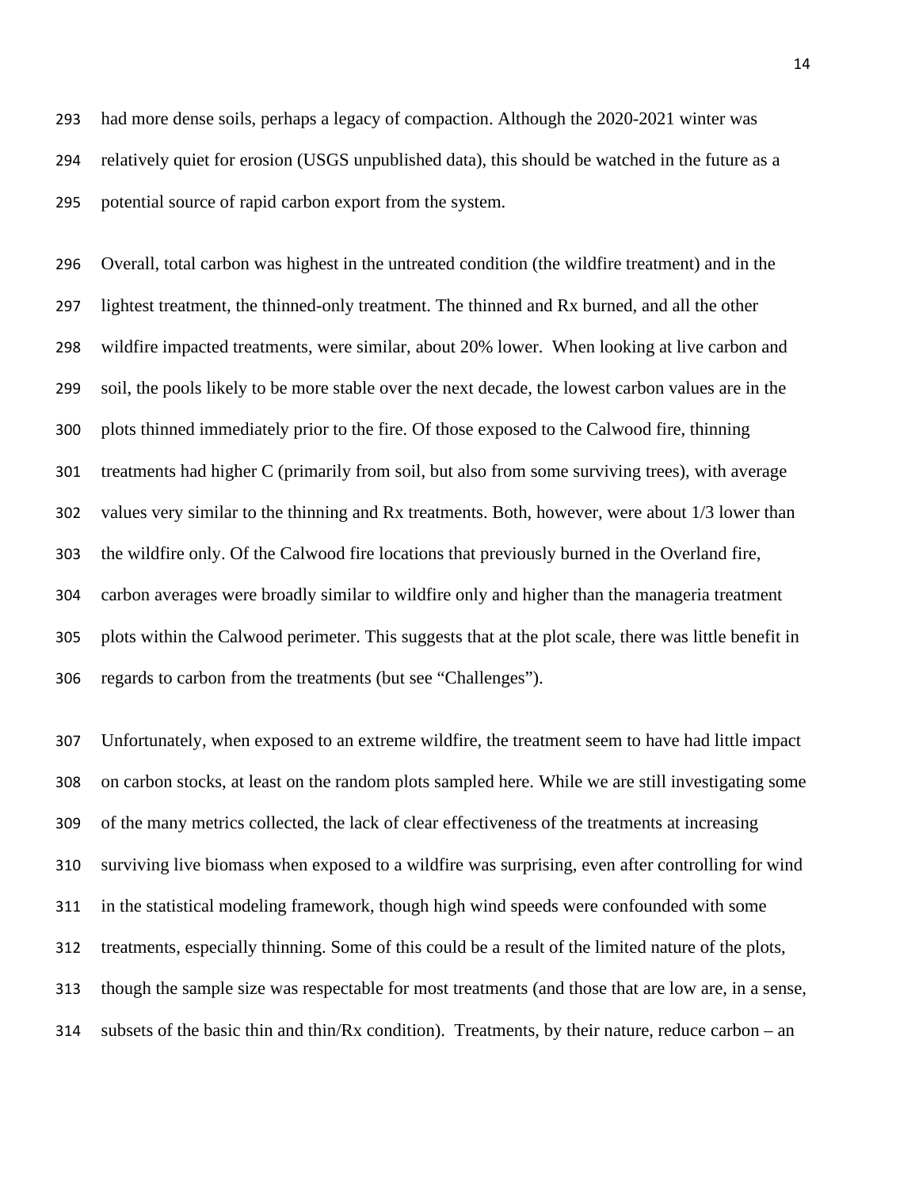had more dense soils, perhaps a legacy of compaction. Although the 2020-2021 winter was relatively quiet for erosion (USGS unpublished data), this should be watched in the future as a potential source of rapid carbon export from the system.

Overall, total carbon was highest in the untreated condition (the wildfire treatment) and in the lightest treatment, the thinned-only treatment. The thinned and Rx burned, and all the other wildfire impacted treatments, were similar, about 20% lower. When looking at live carbon and soil, the pools likely to be more stable over the next decade, the lowest carbon values are in the plots thinned immediately prior to the fire. Of those exposed to the Calwood fire, thinning treatments had higher C (primarily from soil, but also from some surviving trees), with average values very similar to the thinning and Rx treatments. Both, however, were about 1/3 lower than the wildfire only. Of the Calwood fire locations that previously burned in the Overland fire, carbon averages were broadly similar to wildfire only and higher than the manageria treatment plots within the Calwood perimeter. This suggests that at the plot scale, there was little benefit in regards to carbon from the treatments (but see "Challenges").

Unfortunately, when exposed to an extreme wildfire, the treatment seem to have had little impact on carbon stocks, at least on the random plots sampled here. While we are still investigating some of the many metrics collected, the lack of clear effectiveness of the treatments at increasing surviving live biomass when exposed to a wildfire was surprising, even after controlling for wind in the statistical modeling framework, though high wind speeds were confounded with some treatments, especially thinning. Some of this could be a result of the limited nature of the plots, though the sample size was respectable for most treatments (and those that are low are, in a sense, subsets of the basic thin and thin/Rx condition). Treatments, by their nature, reduce carbon – an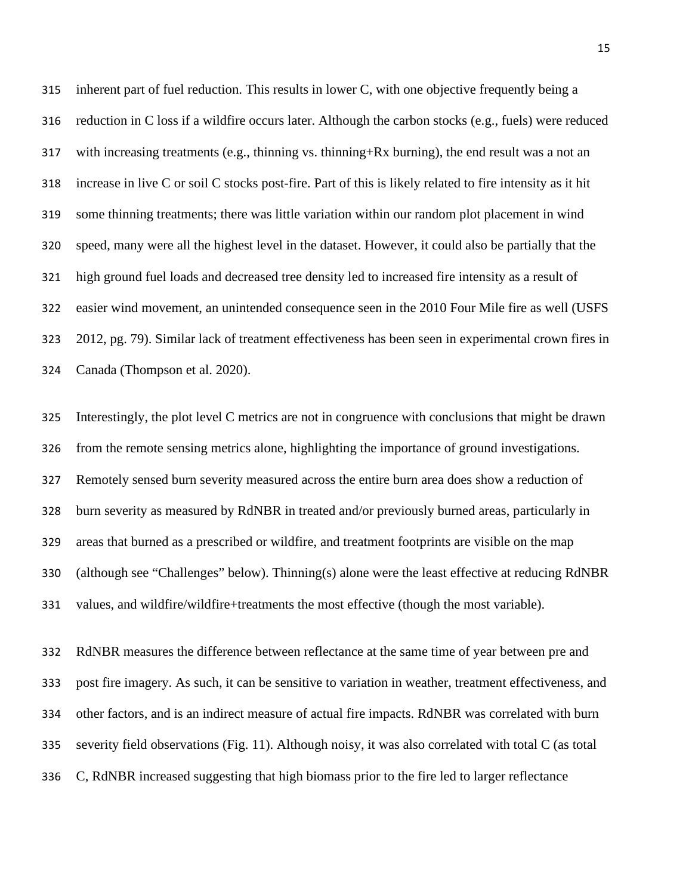inherent part of fuel reduction. This results in lower C, with one objective frequently being a reduction in C loss if a wildfire occurs later. Although the carbon stocks (e.g., fuels) were reduced with increasing treatments (e.g., thinning vs. thinning+Rx burning), the end result was a not an increase in live C or soil C stocks post-fire. Part of this is likely related to fire intensity as it hit some thinning treatments; there was little variation within our random plot placement in wind speed, many were all the highest level in the dataset. However, it could also be partially that the high ground fuel loads and decreased tree density led to increased fire intensity as a result of easier wind movement, an unintended consequence seen in the 2010 Four Mile fire as well (USFS 2012, pg. 79). Similar lack of treatment effectiveness has been seen in experimental crown fires in Canada (Thompson et al. 2020).

Interestingly, the plot level C metrics are not in congruence with conclusions that might be drawn from the remote sensing metrics alone, highlighting the importance of ground investigations. Remotely sensed burn severity measured across the entire burn area does show a reduction of burn severity as measured by RdNBR in treated and/or previously burned areas, particularly in areas that burned as a prescribed or wildfire, and treatment footprints are visible on the map (although see "Challenges" below). Thinning(s) alone were the least effective at reducing RdNBR values, and wildfire/wildfire+treatments the most effective (though the most variable).

RdNBR measures the difference between reflectance at the same time of year between pre and post fire imagery. As such, it can be sensitive to variation in weather, treatment effectiveness, and other factors, and is an indirect measure of actual fire impacts. RdNBR was correlated with burn severity field observations (Fig. 11). Although noisy, it was also correlated with total C (as total C, RdNBR increased suggesting that high biomass prior to the fire led to larger reflectance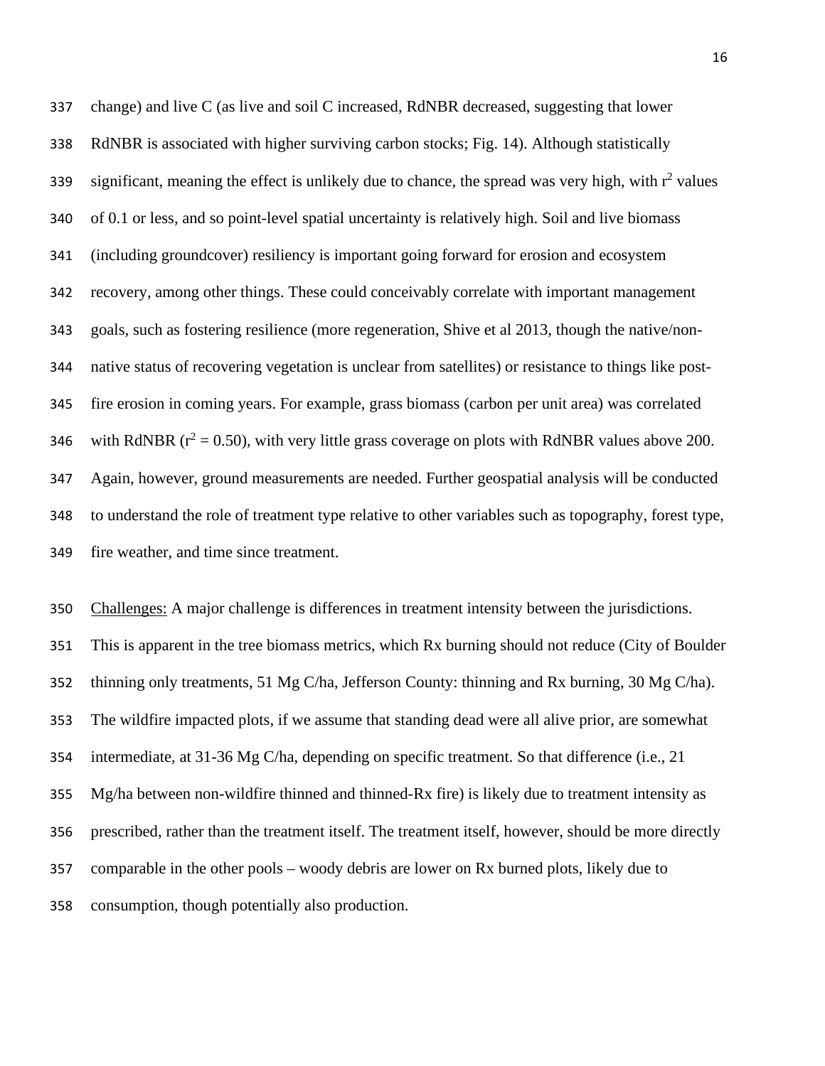change) and live C (as live and soil C increased, RdNBR decreased, suggesting that lower RdNBR is associated with higher surviving carbon stocks; Fig. 14). Although statistically significant, meaning the effect is unlikely due to chance, the spread was very high, with $r^2$ values of 0.1 or less, and so point-level spatial uncertainty is relatively high. Soil and live biomass (including groundcover) resiliency is important going forward for erosion and ecosystem recovery, among other things. These could conceivably correlate with important management goals, such as fostering resilience (more regeneration, Shive et al 2013, though the native/non-native status of recovering vegetation is unclear from satellites) or resistance to things like post-fire erosion in coming years. For example, grass biomass (carbon per unit area) was correlated with RdNBR ($r^2 = 0.50$), with very little grass coverage on plots with RdNBR values above 200. Again, however, ground measurements are needed. Further geospatial analysis will be conducted to understand the role of treatment type relative to other variables such as topography, forest type, fire weather, and time since treatment.

Challenges: A major challenge is differences in treatment intensity between the jurisdictions. This is apparent in the tree biomass metrics, which Rx burning should not reduce (City of Boulder thinning only treatments, 51 Mg C/ha, Jefferson County: thinning and Rx burning, 30 Mg C/ha). The wildfire impacted plots, if we assume that standing dead were all alive prior, are somewhat intermediate, at 31-36 Mg C/ha, depending on specific treatment. So that difference (i.e., 21 Mg/ha between non-wildfire thinned and thinned-Rx fire) is likely due to treatment intensity as prescribed, rather than the treatment itself. The treatment itself, however, should be more directly comparable in the other pools – woody debris are lower on Rx burned plots, likely due to consumption, though potentially also production.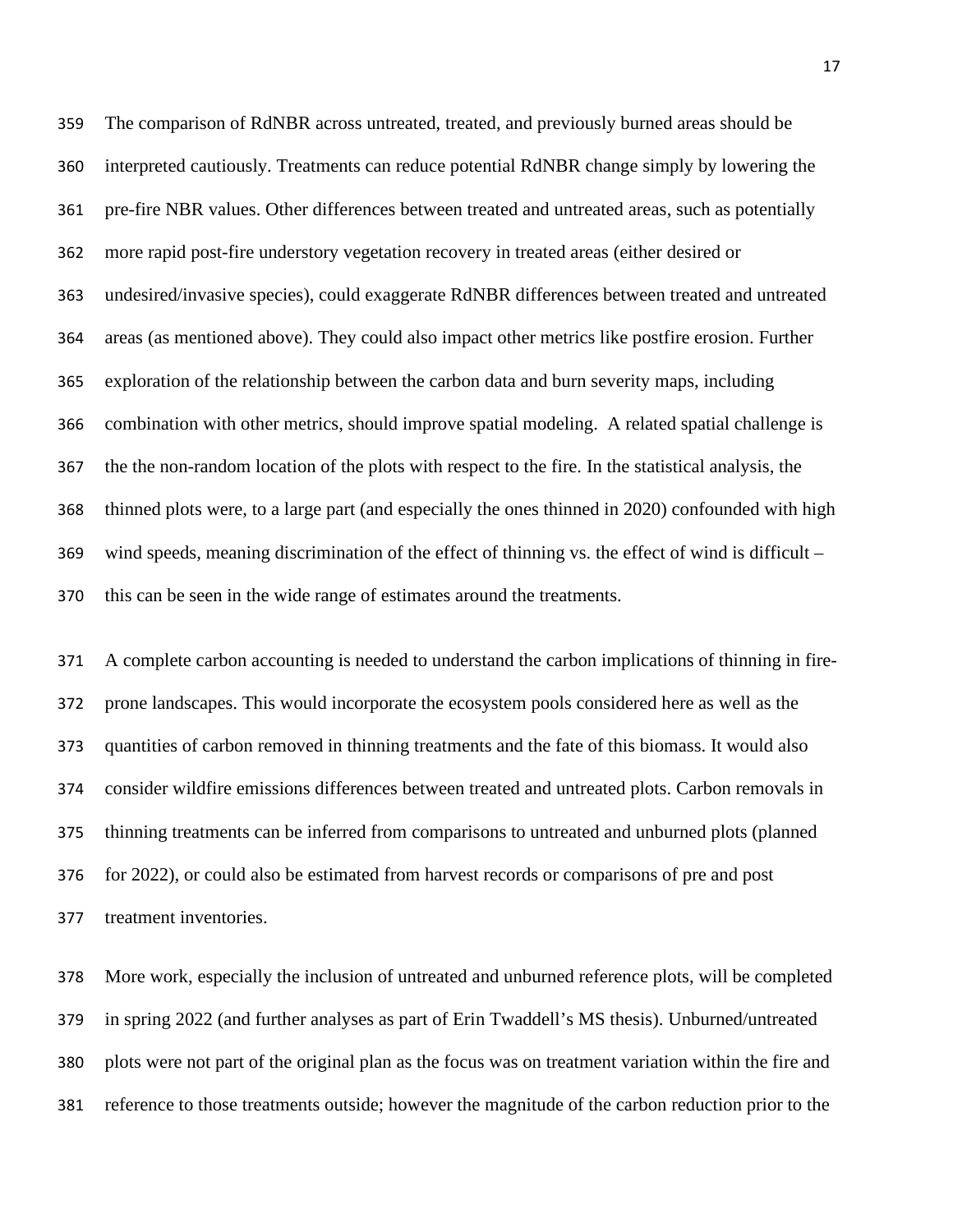The comparison of RdNBR across untreated, treated, and previously burned areas should be interpreted cautiously. Treatments can reduce potential RdNBR change simply by lowering the pre-fire NBR values. Other differences between treated and untreated areas, such as potentially more rapid post-fire understory vegetation recovery in treated areas (either desired or undesired/invasive species), could exaggerate RdNBR differences between treated and untreated areas (as mentioned above). They could also impact other metrics like postfire erosion. Further exploration of the relationship between the carbon data and burn severity maps, including combination with other metrics, should improve spatial modeling.  A related spatial challenge is the the non-random location of the plots with respect to the fire. In the statistical analysis, the thinned plots were, to a large part (and especially the ones thinned in 2020) confounded with high wind speeds, meaning discrimination of the effect of thinning vs. the effect of wind is difficult – this can be seen in the wide range of estimates around the treatments.

A complete carbon accounting is needed to understand the carbon implications of thinning in fire-prone landscapes. This would incorporate the ecosystem pools considered here as well as the quantities of carbon removed in thinning treatments and the fate of this biomass. It would also consider wildfire emissions differences between treated and untreated plots. Carbon removals in thinning treatments can be inferred from comparisons to untreated and unburned plots (planned for 2022), or could also be estimated from harvest records or comparisons of pre and post treatment inventories.

More work, especially the inclusion of untreated and unburned reference plots, will be completed in spring 2022 (and further analyses as part of Erin Twaddell's MS thesis). Unburned/untreated plots were not part of the original plan as the focus was on treatment variation within the fire and reference to those treatments outside; however the magnitude of the carbon reduction prior to the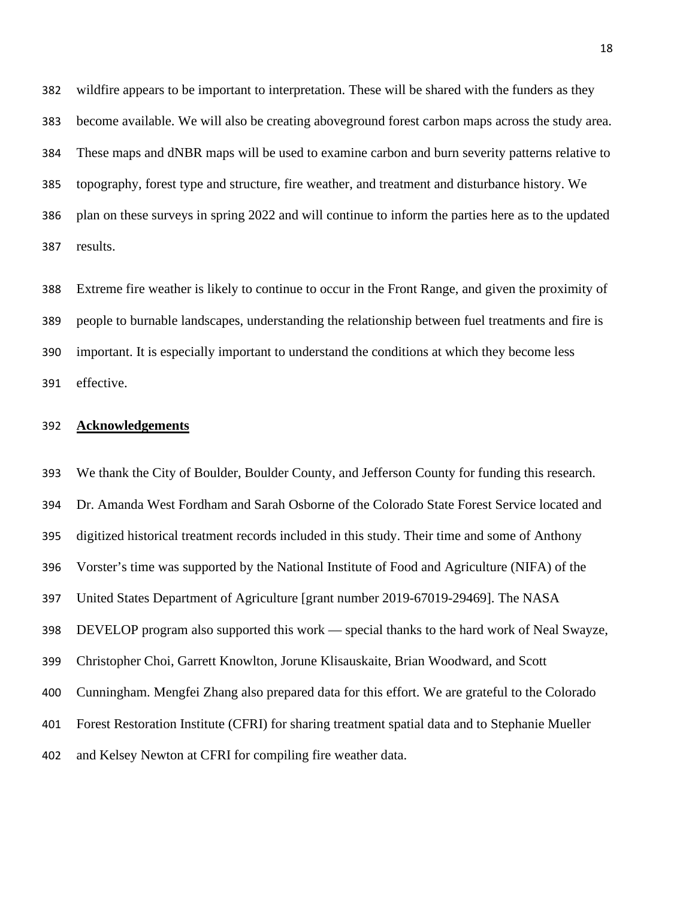wildfire appears to be important to interpretation. These will be shared with the funders as they become available. We will also be creating aboveground forest carbon maps across the study area. These maps and dNBR maps will be used to examine carbon and burn severity patterns relative to topography, forest type and structure, fire weather, and treatment and disturbance history. We plan on these surveys in spring 2022 and will continue to inform the parties here as to the updated results.

Extreme fire weather is likely to continue to occur in the Front Range, and given the proximity of people to burnable landscapes, understanding the relationship between fuel treatments and fire is important. It is especially important to understand the conditions at which they become less effective.

## Acknowledgements

We thank the City of Boulder, Boulder County, and Jefferson County for funding this research. Dr. Amanda West Fordham and Sarah Osborne of the Colorado State Forest Service located and digitized historical treatment records included in this study. Their time and some of Anthony Vorster's time was supported by the National Institute of Food and Agriculture (NIFA) of the United States Department of Agriculture [grant number 2019-67019-29469]. The NASA DEVELOP program also supported this work — special thanks to the hard work of Neal Swayze, Christopher Choi, Garrett Knowlton, Jorune Klisauskaite, Brian Woodward, and Scott Cunningham. Mengfei Zhang also prepared data for this effort. We are grateful to the Colorado Forest Restoration Institute (CFRI) for sharing treatment spatial data and to Stephanie Mueller and Kelsey Newton at CFRI for compiling fire weather data.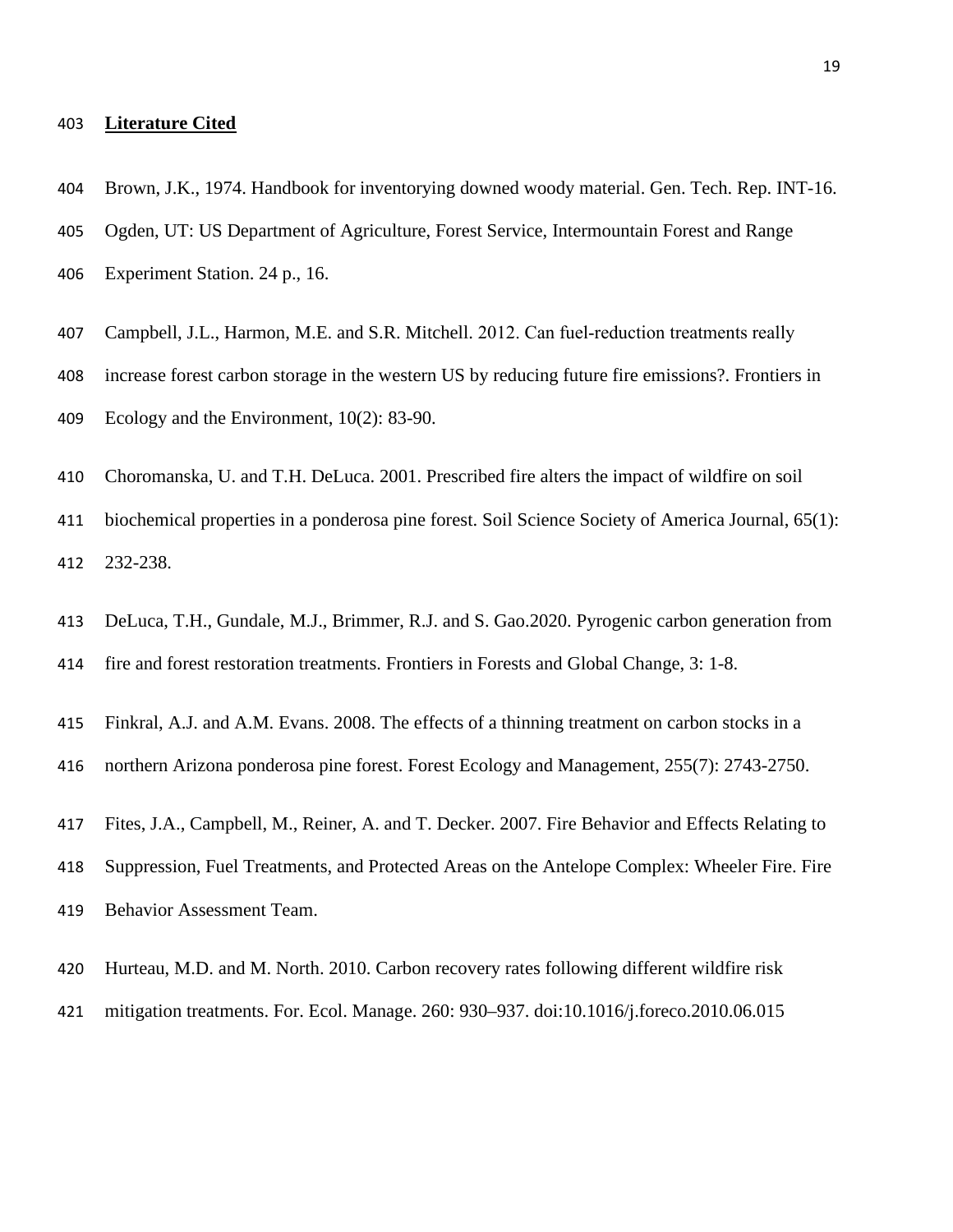## Literature Cited

Brown, J.K., 1974. Handbook for inventorying downed woody material. Gen. Tech. Rep. INT-16. Ogden, UT: US Department of Agriculture, Forest Service, Intermountain Forest and Range Experiment Station. 24 p., 16.

Campbell, J.L., Harmon, M.E. and S.R. Mitchell. 2012. Can fuel-reduction treatments really increase forest carbon storage in the western US by reducing future fire emissions?. Frontiers in Ecology and the Environment, 10(2): 83-90.

Choromanska, U. and T.H. DeLuca. 2001. Prescribed fire alters the impact of wildfire on soil biochemical properties in a ponderosa pine forest. Soil Science Society of America Journal, 65(1): 232-238.

DeLuca, T.H., Gundale, M.J., Brimmer, R.J. and S. Gao.2020. Pyrogenic carbon generation from fire and forest restoration treatments. Frontiers in Forests and Global Change, 3: 1-8.

Finkral, A.J. and A.M. Evans. 2008. The effects of a thinning treatment on carbon stocks in a northern Arizona ponderosa pine forest. Forest Ecology and Management, 255(7): 2743-2750.

Fites, J.A., Campbell, M., Reiner, A. and T. Decker. 2007. Fire Behavior and Effects Relating to Suppression, Fuel Treatments, and Protected Areas on the Antelope Complex: Wheeler Fire. Fire Behavior Assessment Team.

Hurteau, M.D. and M. North. 2010. Carbon recovery rates following different wildfire risk mitigation treatments. For. Ecol. Manage. 260: 930–937. doi:10.1016/j.foreco.2010.06.015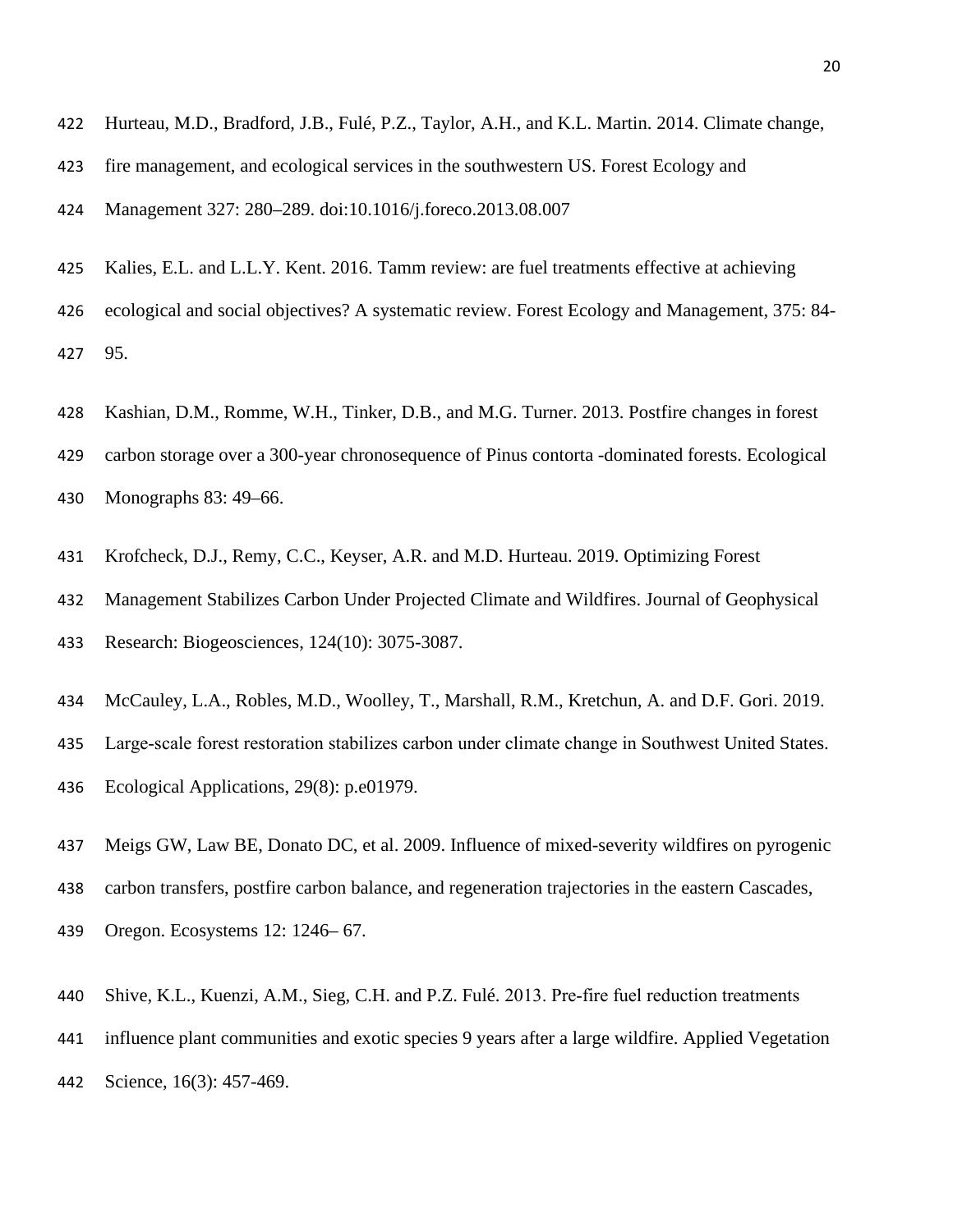Hurteau, M.D., Bradford, J.B., Fulé, P.Z., Taylor, A.H., and K.L. Martin. 2014. Climate change, fire management, and ecological services in the southwestern US. Forest Ecology and Management 327: 280–289. doi:10.1016/j.foreco.2013.08.007

Kalies, E.L. and L.L.Y. Kent. 2016. Tamm review: are fuel treatments effective at achieving ecological and social objectives? A systematic review. Forest Ecology and Management, 375: 84-95.

Kashian, D.M., Romme, W.H., Tinker, D.B., and M.G. Turner. 2013. Postfire changes in forest carbon storage over a 300-year chronosequence of Pinus contorta -dominated forests. Ecological Monographs 83: 49–66.

Krofcheck, D.J., Remy, C.C., Keyser, A.R. and M.D. Hurteau. 2019. Optimizing Forest Management Stabilizes Carbon Under Projected Climate and Wildfires. Journal of Geophysical Research: Biogeosciences, 124(10): 3075-3087.

McCauley, L.A., Robles, M.D., Woolley, T., Marshall, R.M., Kretchun, A. and D.F. Gori. 2019. Large-scale forest restoration stabilizes carbon under climate change in Southwest United States. Ecological Applications, 29(8): p.e01979.

Meigs GW, Law BE, Donato DC, et al. 2009. Influence of mixed-severity wildfires on pyrogenic carbon transfers, postfire carbon balance, and regeneration trajectories in the eastern Cascades, Oregon. Ecosystems 12: 1246– 67.

Shive, K.L., Kuenzi, A.M., Sieg, C.H. and P.Z. Fulé. 2013. Pre-fire fuel reduction treatments influence plant communities and exotic species 9 years after a large wildfire. Applied Vegetation Science, 16(3): 457-469.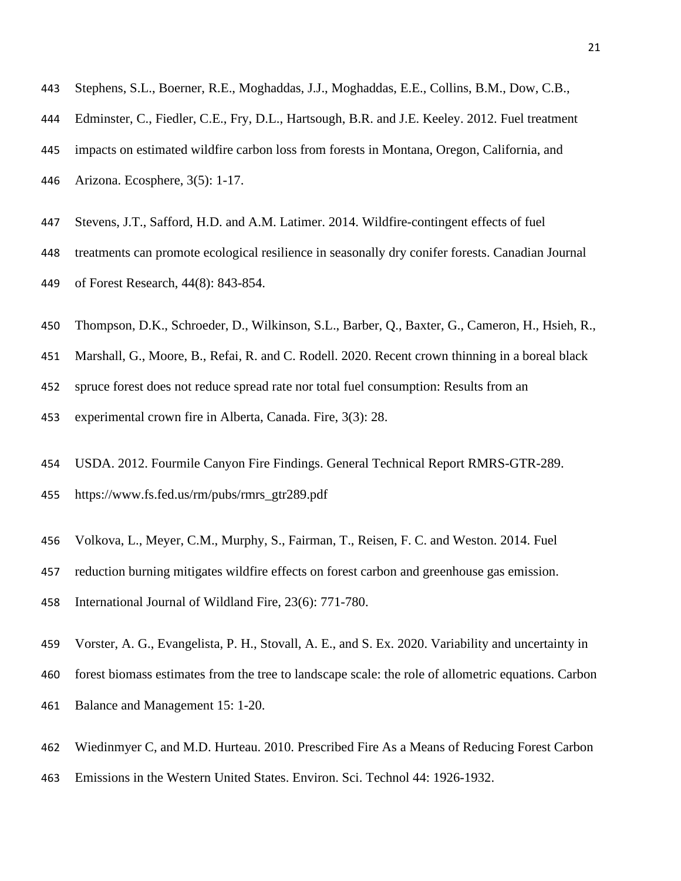Stephens, S.L., Boerner, R.E., Moghaddas, J.J., Moghaddas, E.E., Collins, B.M., Dow, C.B., Edminster, C., Fiedler, C.E., Fry, D.L., Hartsough, B.R. and J.E. Keeley. 2012. Fuel treatment impacts on estimated wildfire carbon loss from forests in Montana, Oregon, California, and Arizona. Ecosphere, 3(5): 1-17.

Stevens, J.T., Safford, H.D. and A.M. Latimer. 2014. Wildfire-contingent effects of fuel treatments can promote ecological resilience in seasonally dry conifer forests. Canadian Journal of Forest Research, 44(8): 843-854.

Thompson, D.K., Schroeder, D., Wilkinson, S.L., Barber, Q., Baxter, G., Cameron, H., Hsieh, R., Marshall, G., Moore, B., Refai, R. and C. Rodell. 2020. Recent crown thinning in a boreal black spruce forest does not reduce spread rate nor total fuel consumption: Results from an experimental crown fire in Alberta, Canada. Fire, 3(3): 28.

USDA. 2012. Fourmile Canyon Fire Findings. General Technical Report RMRS-GTR-289. https://www.fs.fed.us/rm/pubs/rmrs_gtr289.pdf

Volkova, L., Meyer, C.M., Murphy, S., Fairman, T., Reisen, F. C. and Weston. 2014. Fuel reduction burning mitigates wildfire effects on forest carbon and greenhouse gas emission. International Journal of Wildland Fire, 23(6): 771-780.

Vorster, A. G., Evangelista, P. H., Stovall, A. E., and S. Ex. 2020. Variability and uncertainty in forest biomass estimates from the tree to landscape scale: the role of allometric equations. Carbon Balance and Management 15: 1-20.

Wiedinmyer C, and M.D. Hurteau. 2010. Prescribed Fire As a Means of Reducing Forest Carbon Emissions in the Western United States. Environ. Sci. Technol 44: 1926-1932.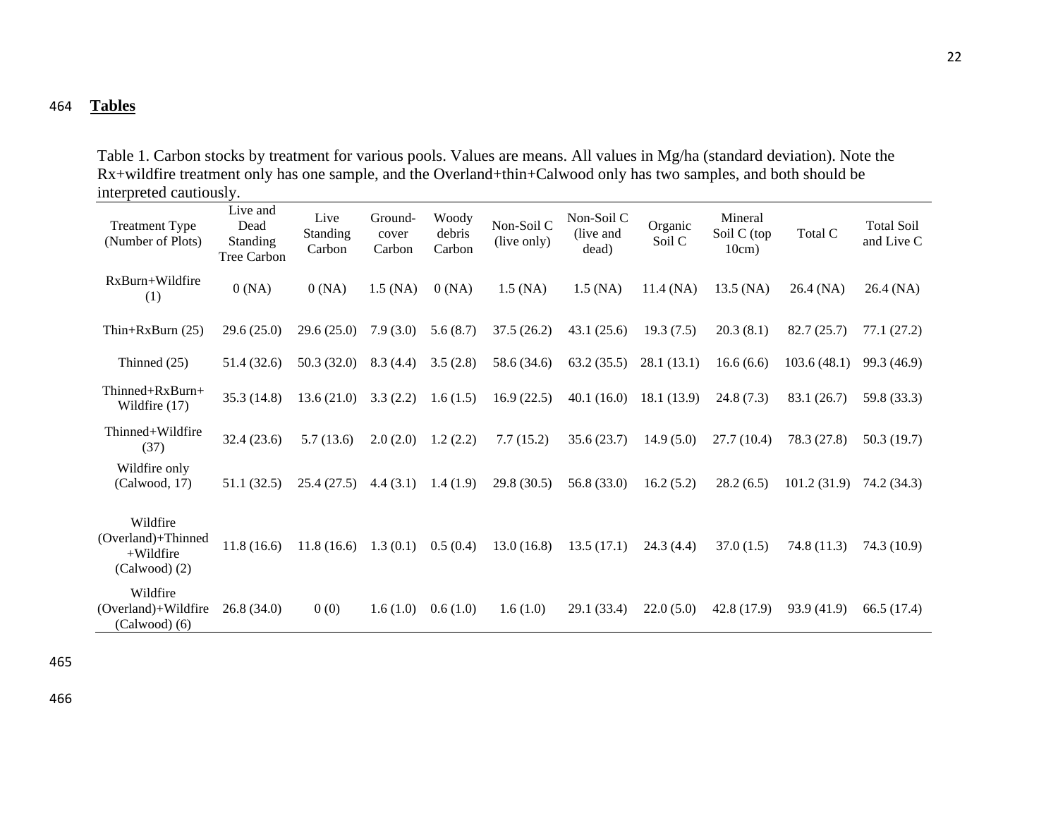## Tables

Table 1. Carbon stocks by treatment for various pools. Values are means. All values in Mg/ha (standard deviation). Note the Rx+wildfire treatment only has one sample, and the Overland+thin+Calwood only has two samples, and both should be interpreted cautiously.

| Treatment Type (Number of Plots) | Live and Dead Standing Tree Carbon | Live Standing Carbon | Ground-cover Carbon | Woody debris Carbon | Non-Soil C (live only) | Non-Soil C (live and dead) | Organic Soil C | Mineral Soil C (top 10cm) | Total C | Total Soil and Live C |
|---|---|---|---|---|---|---|---|---|---|---|
| RxBurn+Wildfire (1) | 0 (NA) | 0 (NA) | 1.5 (NA) | 0 (NA) | 1.5 (NA) | 1.5 (NA) | 11.4 (NA) | 13.5 (NA) | 26.4 (NA) | 26.4 (NA) |
| Thin+RxBurn (25) | 29.6 (25.0) | 29.6 (25.0) | 7.9 (3.0) | 5.6 (8.7) | 37.5 (26.2) | 43.1 (25.6) | 19.3 (7.5) | 20.3 (8.1) | 82.7 (25.7) | 77.1 (27.2) |
| Thinned (25) | 51.4 (32.6) | 50.3 (32.0) | 8.3 (4.4) | 3.5 (2.8) | 58.6 (34.6) | 63.2 (35.5) | 28.1 (13.1) | 16.6 (6.6) | 103.6 (48.1) | 99.3 (46.9) |
| Thinned+RxBurn+ Wildfire (17) | 35.3 (14.8) | 13.6 (21.0) | 3.3 (2.2) | 1.6 (1.5) | 16.9 (22.5) | 40.1 (16.0) | 18.1 (13.9) | 24.8 (7.3) | 83.1 (26.7) | 59.8 (33.3) |
| Thinned+Wildfire (37) | 32.4 (23.6) | 5.7 (13.6) | 2.0 (2.0) | 1.2 (2.2) | 7.7 (15.2) | 35.6 (23.7) | 14.9 (5.0) | 27.7 (10.4) | 78.3 (27.8) | 50.3 (19.7) |
| Wildfire only (Calwood, 17) | 51.1 (32.5) | 25.4 (27.5) | 4.4 (3.1) | 1.4 (1.9) | 29.8 (30.5) | 56.8 (33.0) | 16.2 (5.2) | 28.2 (6.5) | 101.2 (31.9) | 74.2 (34.3) |
| Wildfire (Overland)+Thinned +Wildfire (Calwood) (2) | 11.8 (16.6) | 11.8 (16.6) | 1.3 (0.1) | 0.5 (0.4) | 13.0 (16.8) | 13.5 (17.1) | 24.3 (4.4) | 37.0 (1.5) | 74.8 (11.3) | 74.3 (10.9) |
| Wildfire (Overland)+Wildfire (Calwood) (6) | 26.8 (34.0) | 0 (0) | 1.6 (1.0) | 0.6 (1.0) | 1.6 (1.0) | 29.1 (33.4) | 22.0 (5.0) | 42.8 (17.9) | 93.9 (41.9) | 66.5 (17.4) |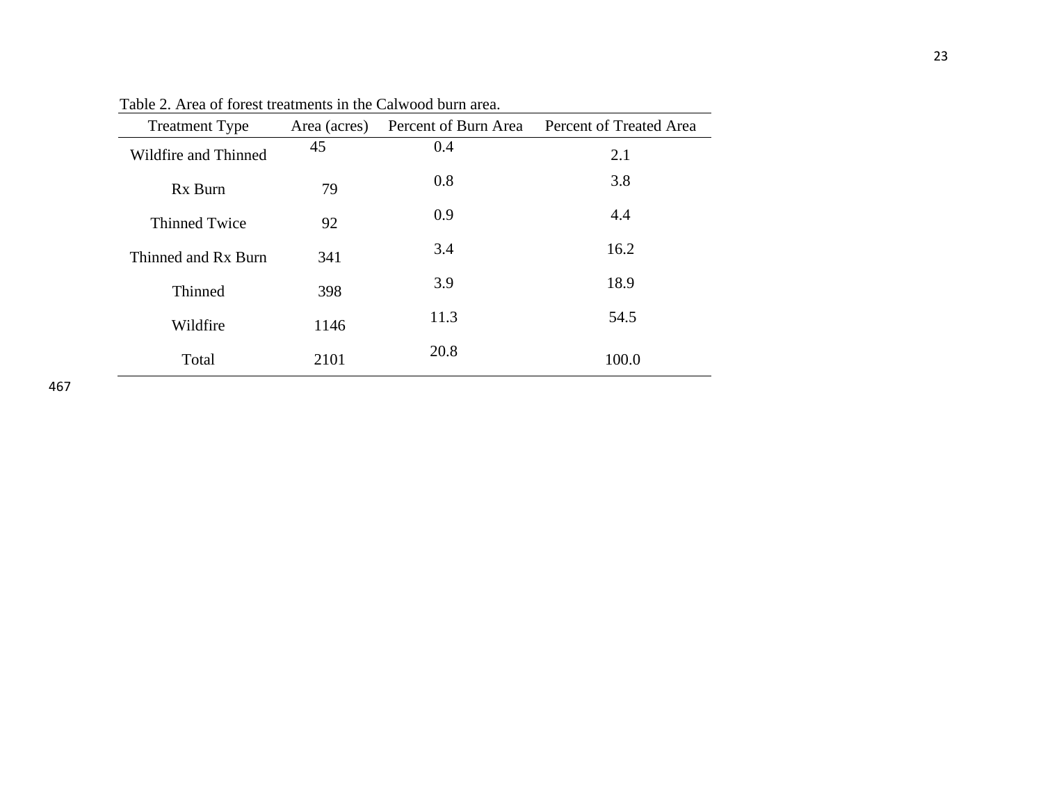Table 2. Area of forest treatments in the Calwood burn area.

| Treatment Type | Area (acres) | Percent of Burn Area | Percent of Treated Area |
|---|---|---|---|
| Wildfire and Thinned | 45 | 0.4 | 2.1 |
| Rx Burn | 79 | 0.8 | 3.8 |
| Thinned Twice | 92 | 0.9 | 4.4 |
| Thinned and Rx Burn | 341 | 3.4 | 16.2 |
| Thinned | 398 | 3.9 | 18.9 |
| Wildfire | 1146 | 11.3 | 54.5 |
| Total | 2101 | 20.8 | 100.0 |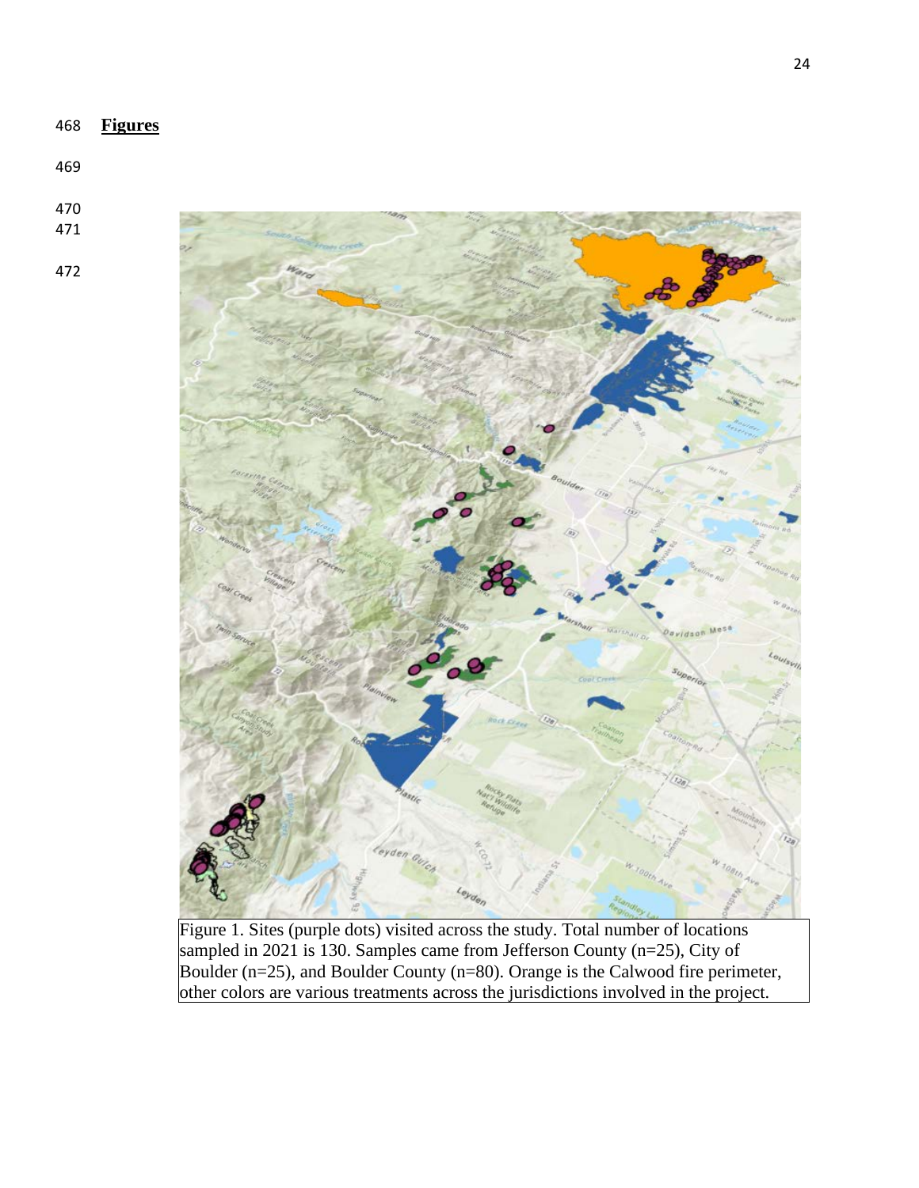**Figures**

Figure 1. Sites (purple dots) visited across the study. Total number of locations sampled in 2021 is 130. Samples came from Jefferson County (n=25), City of Boulder (n=25), and Boulder County (n=80). Orange is the Calwood fire perimeter, other colors are various treatments across the jurisdictions involved in the project.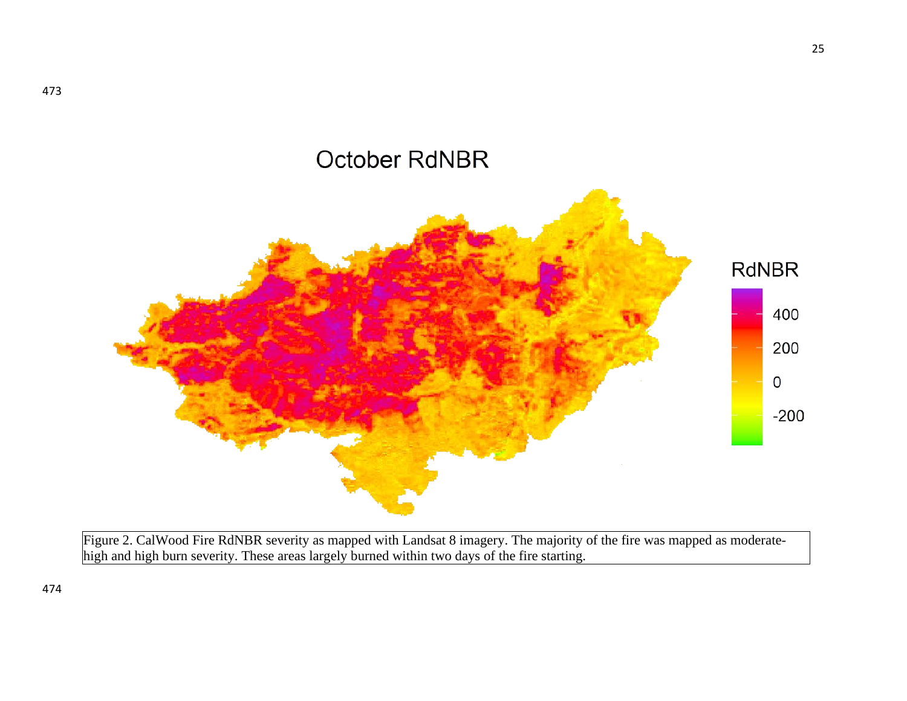Figure 2. CalWood Fire RdNBR severity as mapped with Landsat 8 imagery. The majority of the fire was mapped as moderate-high and high burn severity. These areas largely burned within two days of the fire starting.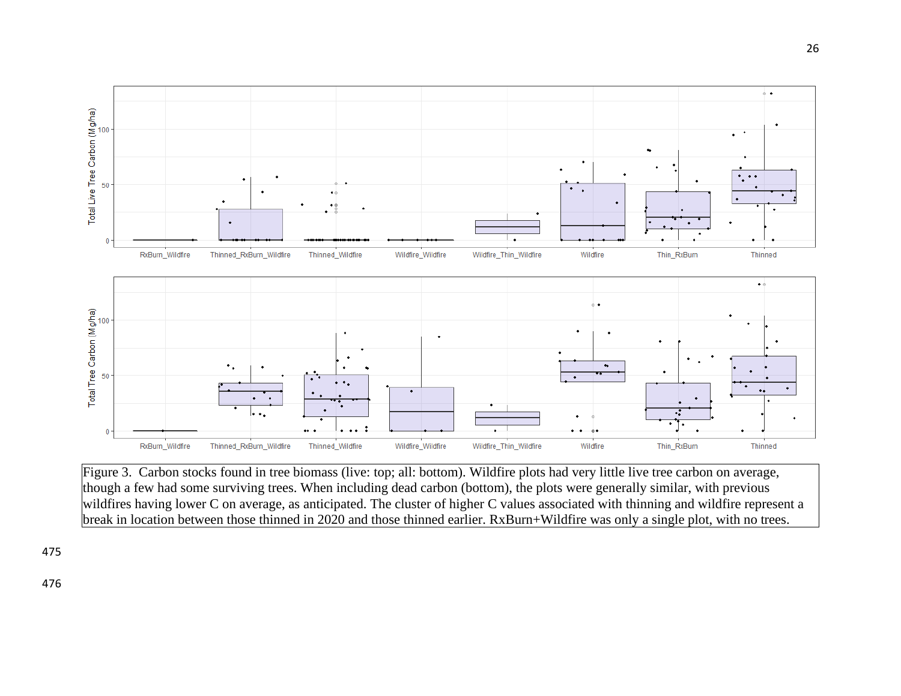Figure 3. Carbon stocks found in tree biomass (live: top; all: bottom). Wildfire plots had very little live tree carbon on average, though a few had some surviving trees. When including dead carbon (bottom), the plots were generally similar, with previous wildfires having lower C on average, as anticipated. The cluster of higher C values associated with thinning and wildfire represent a break in location between those thinned in 2020 and those thinned earlier. RxBurn+Wildfire was only a single plot, with no trees.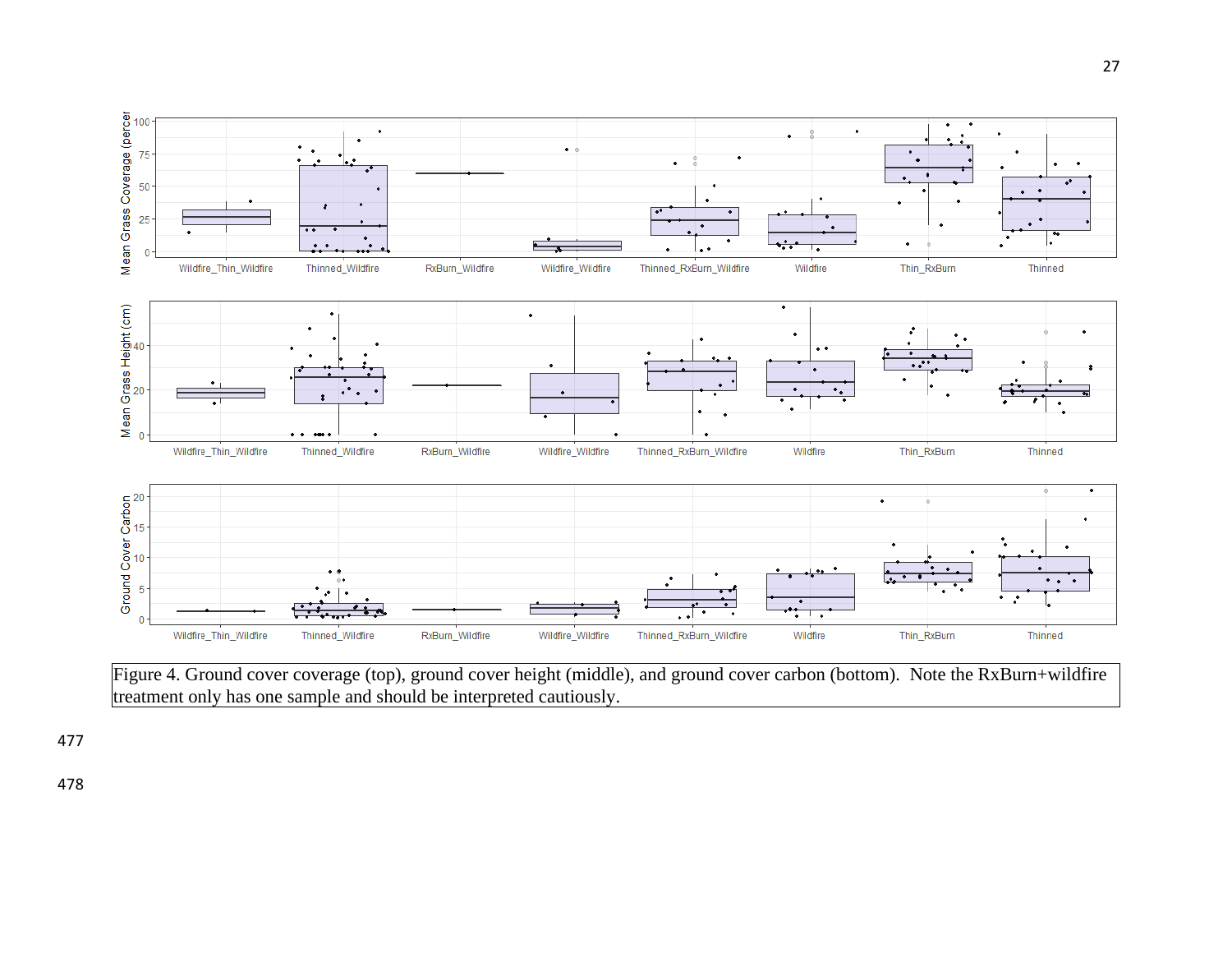Figure 4. Ground cover coverage (top), ground cover height (middle), and ground cover carbon (bottom). Note the RxBurn+wildfire treatment only has one sample and should be interpreted cautiously.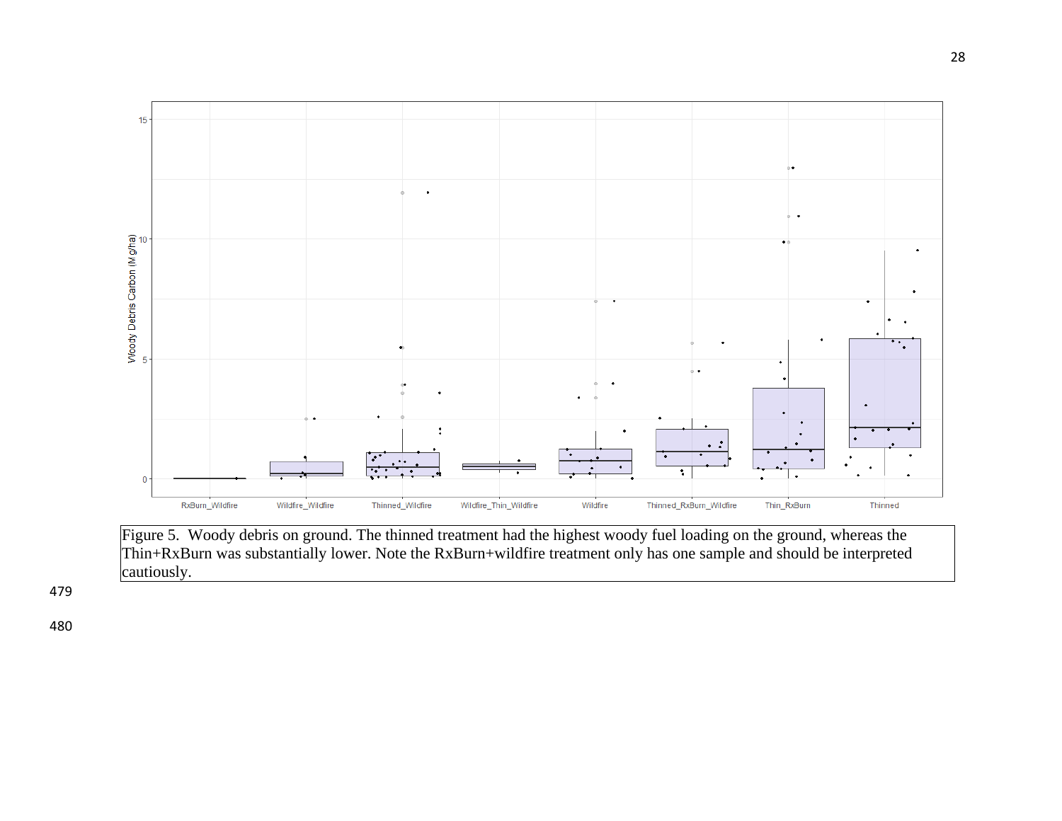Figure 5. Woody debris on ground. The thinned treatment had the highest woody fuel loading on the ground, whereas the Thin+RxBurn was substantially lower. Note the RxBurn+wildfire treatment only has one sample and should be interpreted cautiously.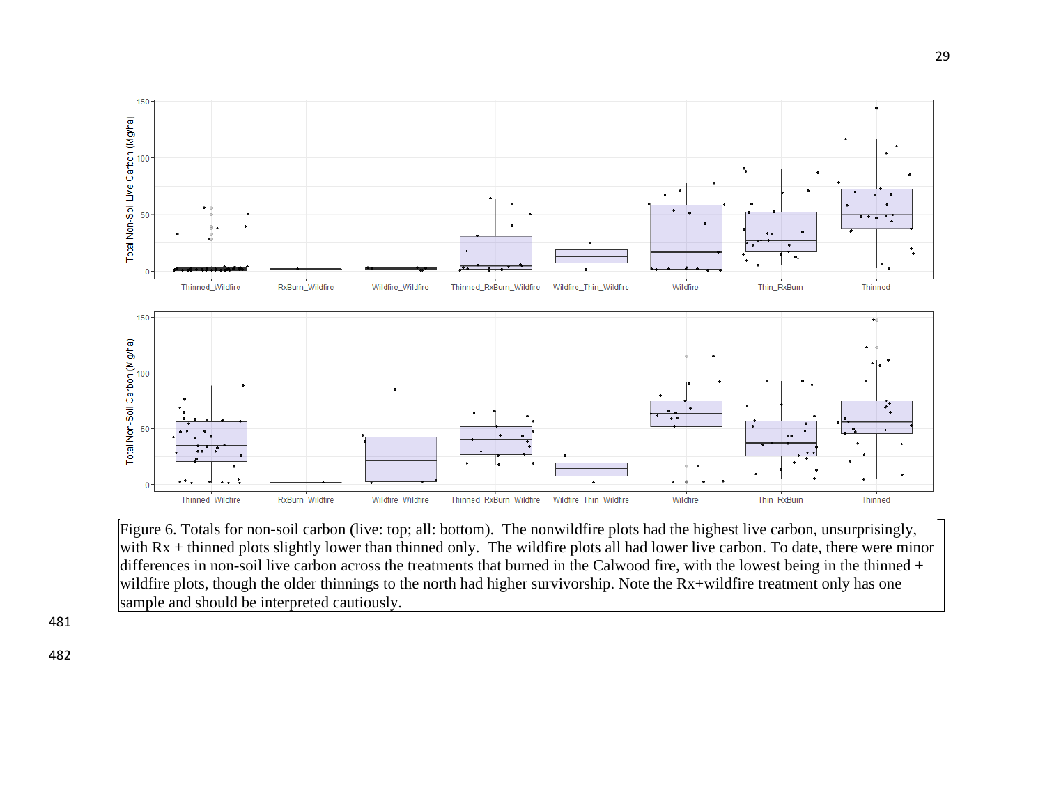Figure 6. Totals for non-soil carbon (live: top; all: bottom). The nonwildfire plots had the highest live carbon, unsurprisingly, with Rx + thinned plots slightly lower than thinned only. The wildfire plots all had lower live carbon. To date, there were minor differences in non-soil live carbon across the treatments that burned in the Calwood fire, with the lowest being in the thinned + wildfire plots, though the older thinnings to the north had higher survivorship. Note the Rx+wildfire treatment only has one sample and should be interpreted cautiously.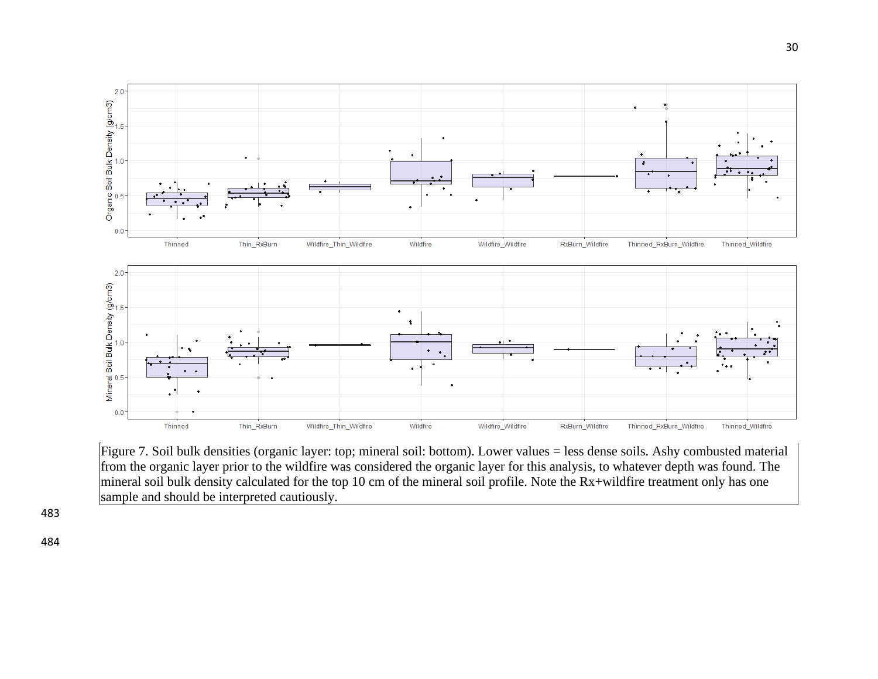Figure 7. Soil bulk densities (organic layer: top; mineral soil: bottom). Lower values = less dense soils. Ashy combusted material from the organic layer prior to the wildfire was considered the organic layer for this analysis, to whatever depth was found. The mineral soil bulk density calculated for the top 10 cm of the mineral soil profile. Note the Rx+wildfire treatment only has one sample and should be interpreted cautiously.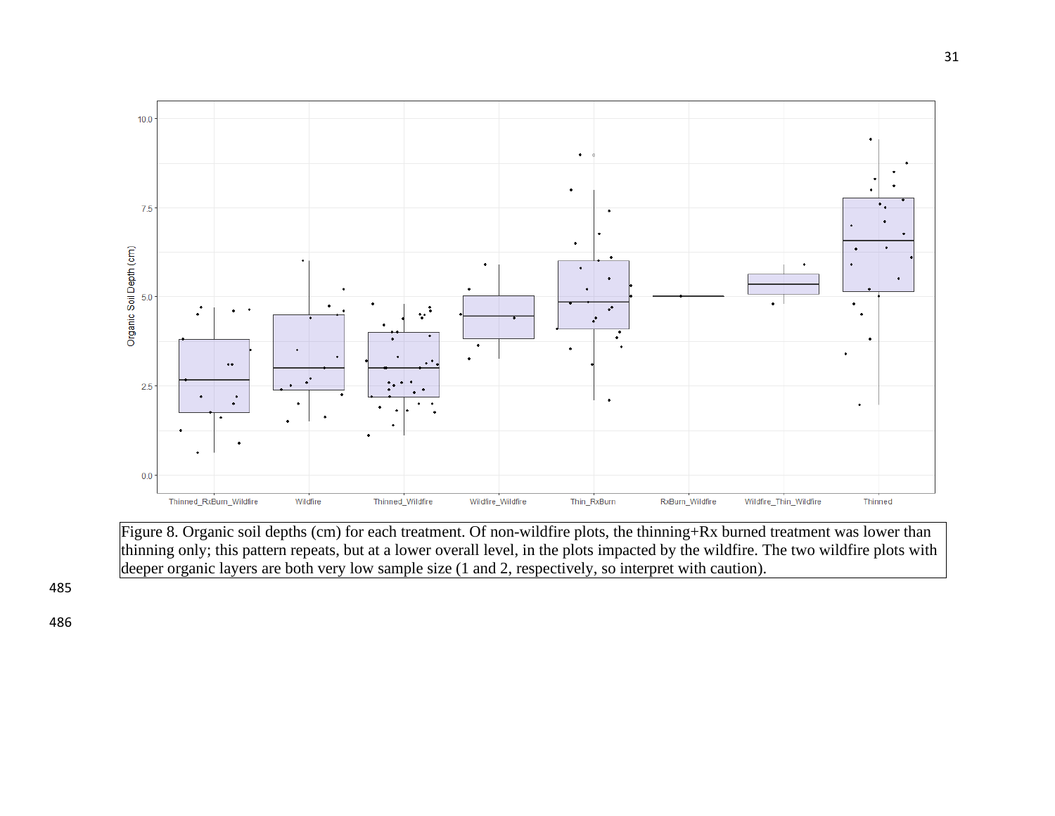Figure 8. Organic soil depths (cm) for each treatment. Of non-wildfire plots, the thinning+Rx burned treatment was lower than thinning only; this pattern repeats, but at a lower overall level, in the plots impacted by the wildfire. The two wildfire plots with deeper organic layers are both very low sample size (1 and 2, respectively, so interpret with caution).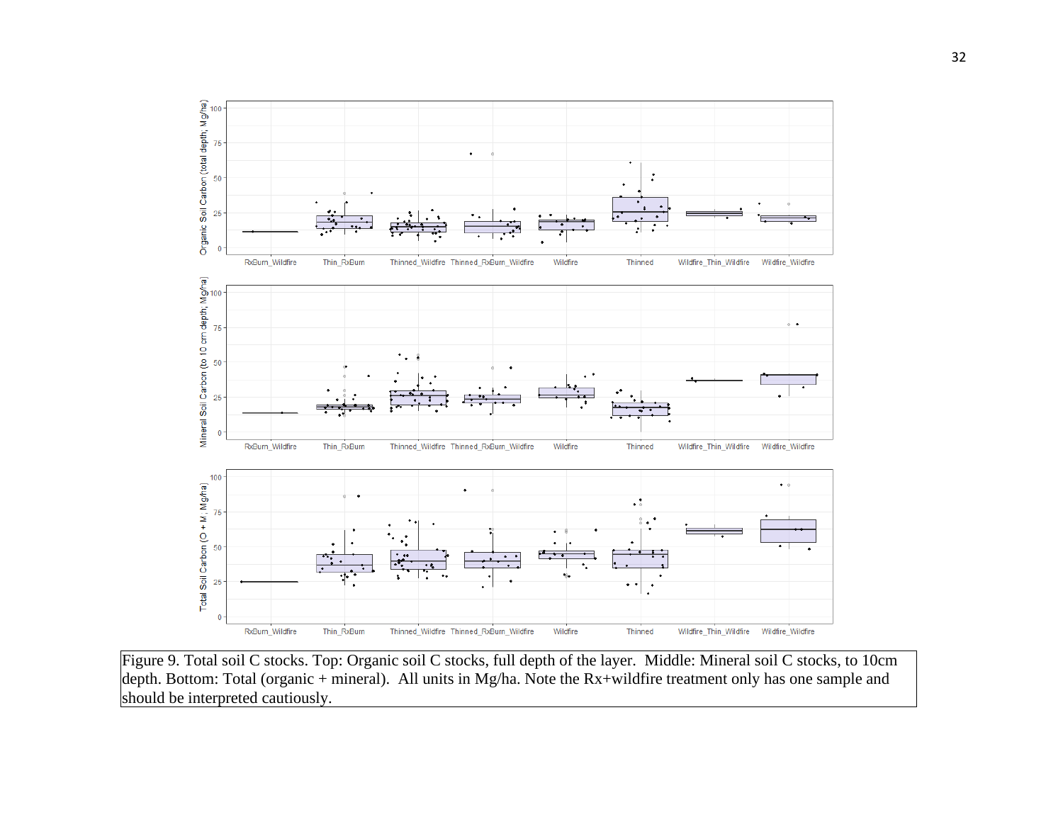Figure 9. Total soil C stocks. Top: Organic soil C stocks, full depth of the layer. Middle: Mineral soil C stocks, to 10cm depth. Bottom: Total (organic + mineral). All units in Mg/ha. Note the Rx+wildfire treatment only has one sample and should be interpreted cautiously.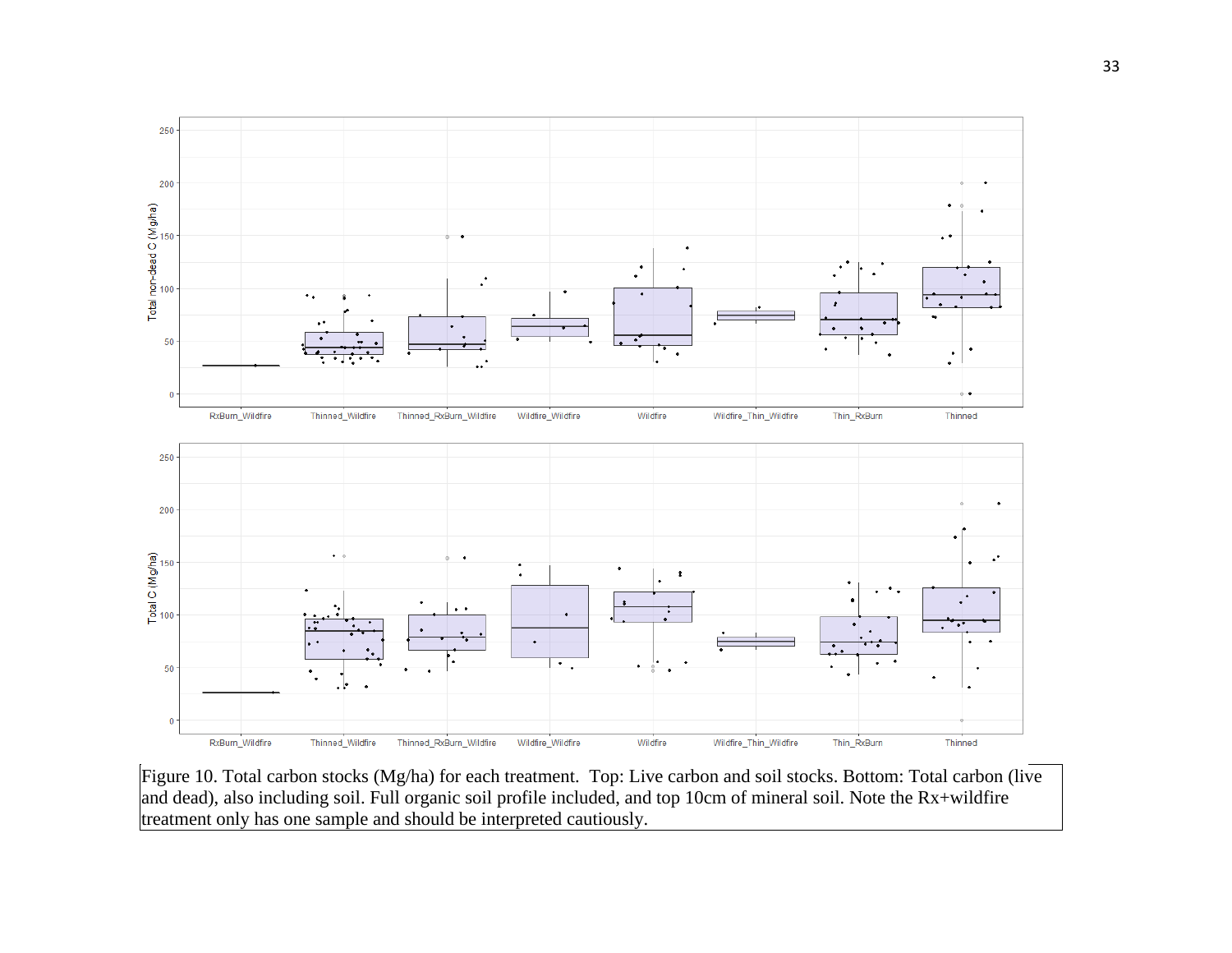Figure 10. Total carbon stocks (Mg/ha) for each treatment. Top: Live carbon and soil stocks. Bottom: Total carbon (live and dead), also including soil. Full organic soil profile included, and top 10cm of mineral soil. Note the Rx+wildfire treatment only has one sample and should be interpreted cautiously.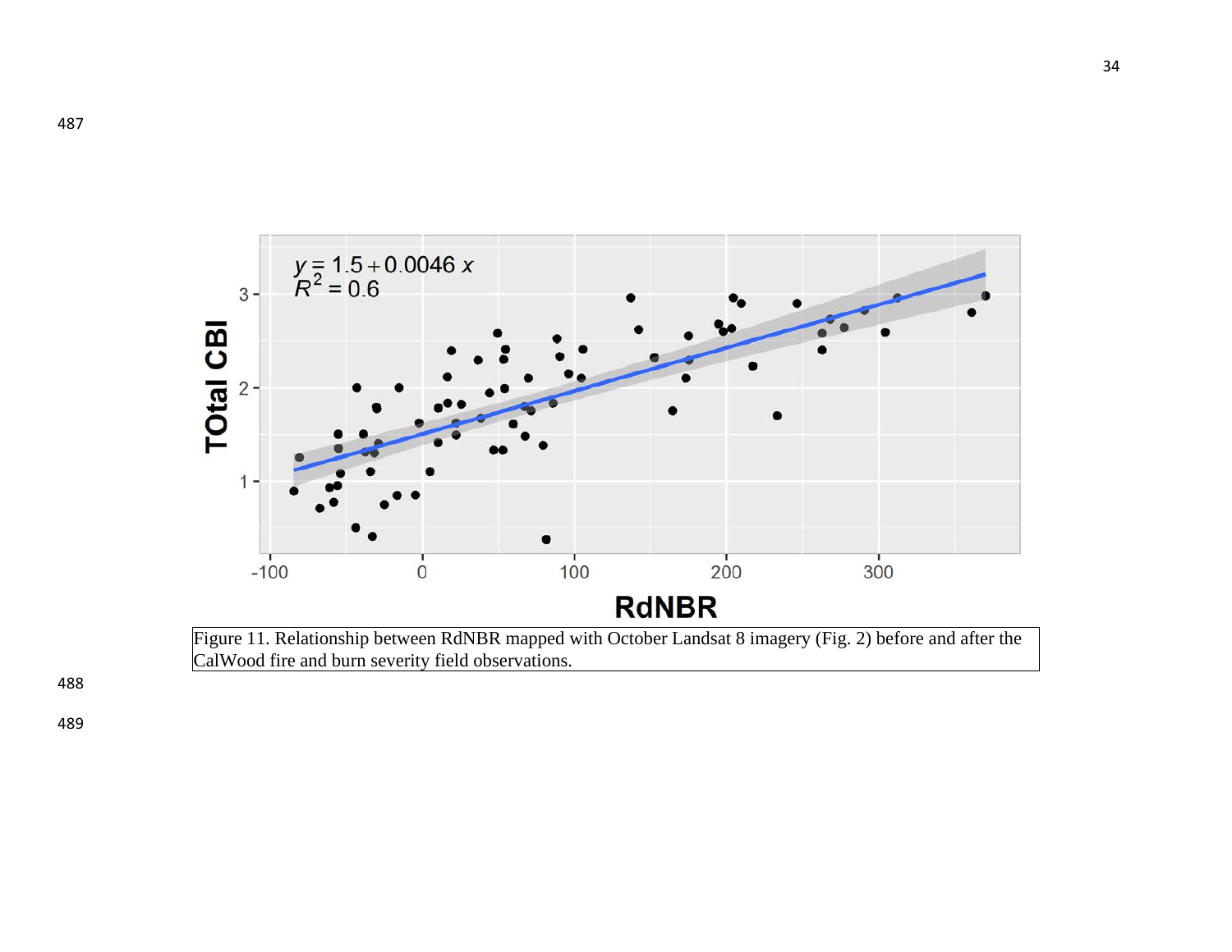Figure 11. Relationship between RdNBR mapped with October Landsat 8 imagery (Fig. 2) before and after the CalWood fire and burn severity field observations.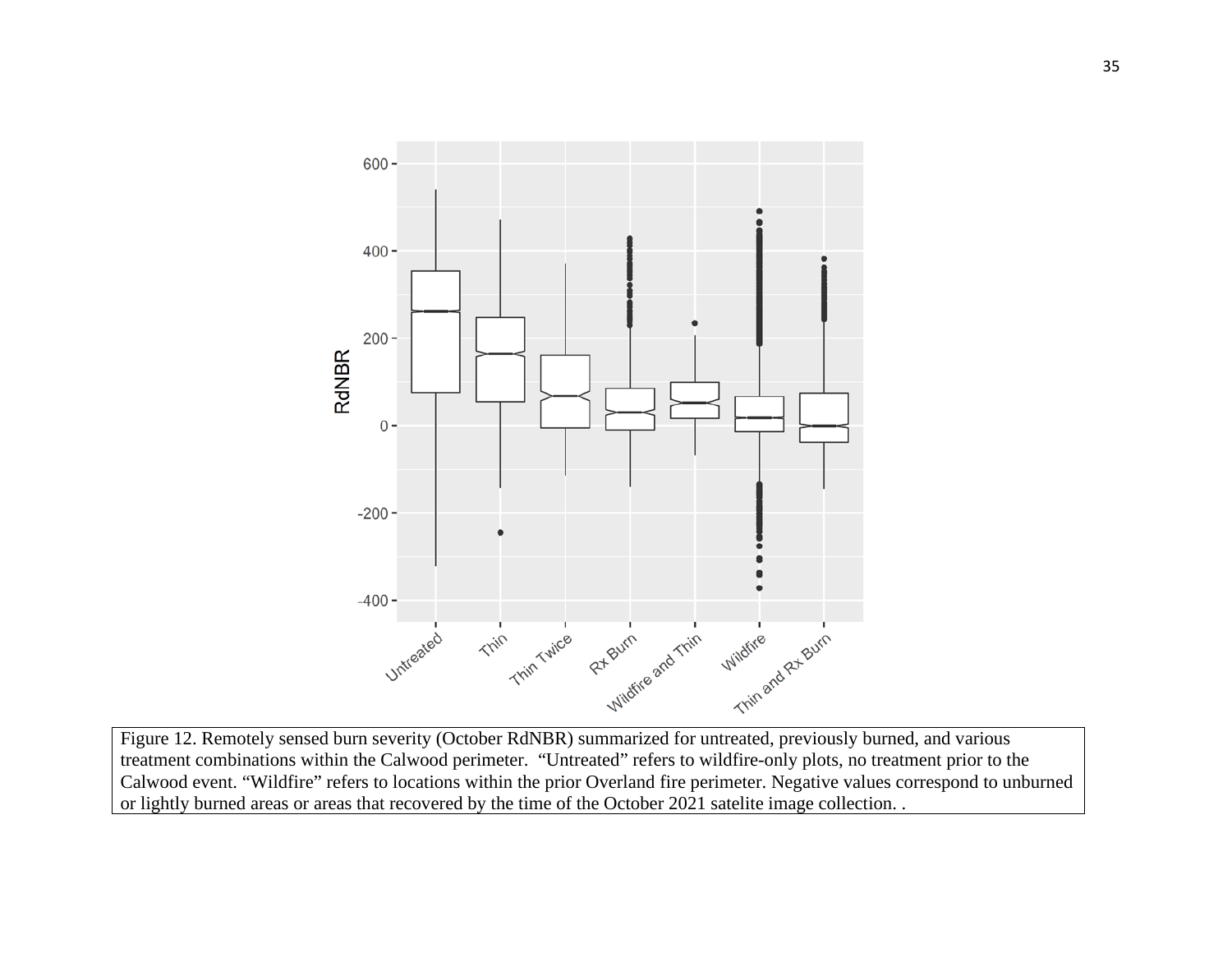Figure 12. Remotely sensed burn severity (October RdNBR) summarized for untreated, previously burned, and various treatment combinations within the Calwood perimeter. "Untreated" refers to wildfire-only plots, no treatment prior to the Calwood event. "Wildfire" refers to locations within the prior Overland fire perimeter. Negative values correspond to unburned or lightly burned areas or areas that recovered by the time of the October 2021 satelite image collection. .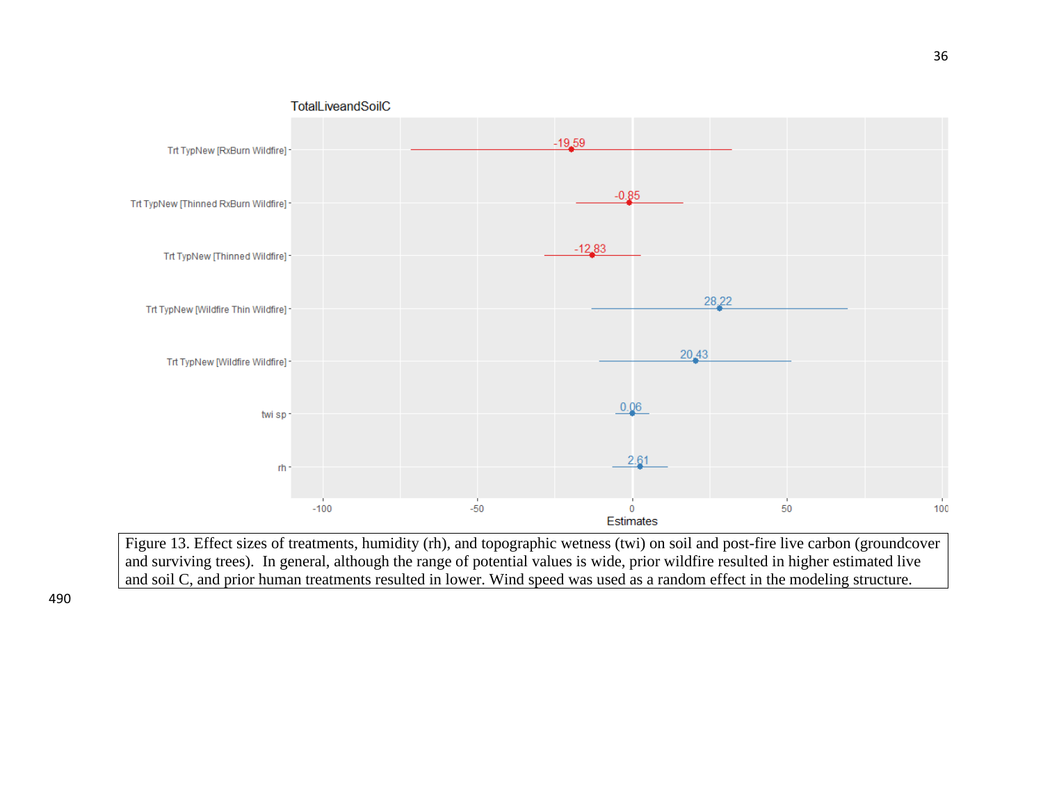Figure 13. Effect sizes of treatments, humidity (rh), and topographic wetness (twi) on soil and post-fire live carbon (groundcover and surviving trees). In general, although the range of potential values is wide, prior wildfire resulted in higher estimated live and soil C, and prior human treatments resulted in lower. Wind speed was used as a random effect in the modeling structure.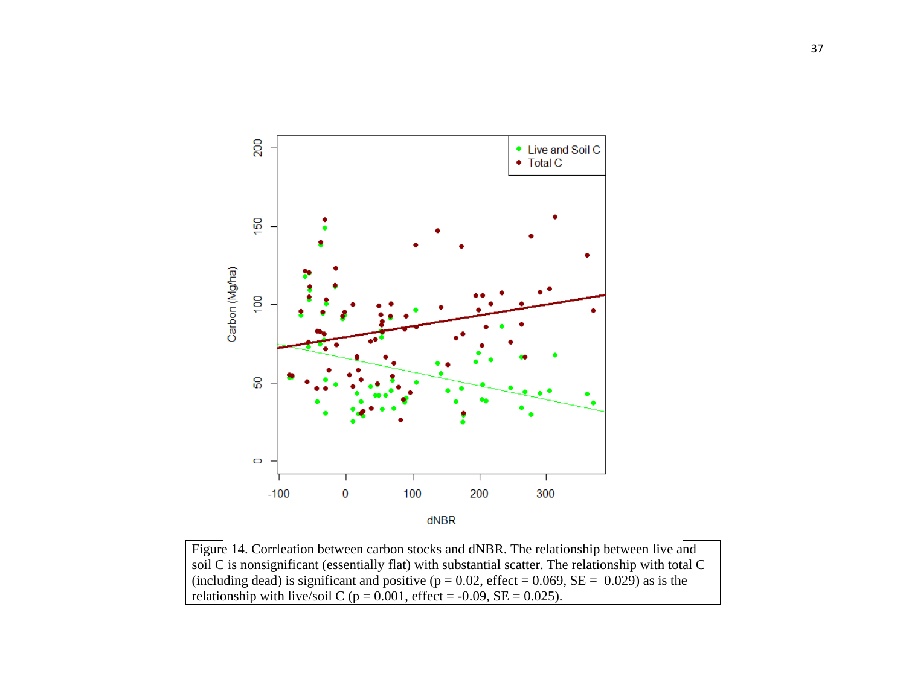Figure 14. Corrleation between carbon stocks and dNBR. The relationship between live and soil C is nonsignificant (essentially flat) with substantial scatter. The relationship with total C (including dead) is significant and positive ($p = 0.02$, effect = 0.069, SE = 0.029) as is the relationship with live/soil C ($p = 0.001$, effect = -0.09, SE = 0.025).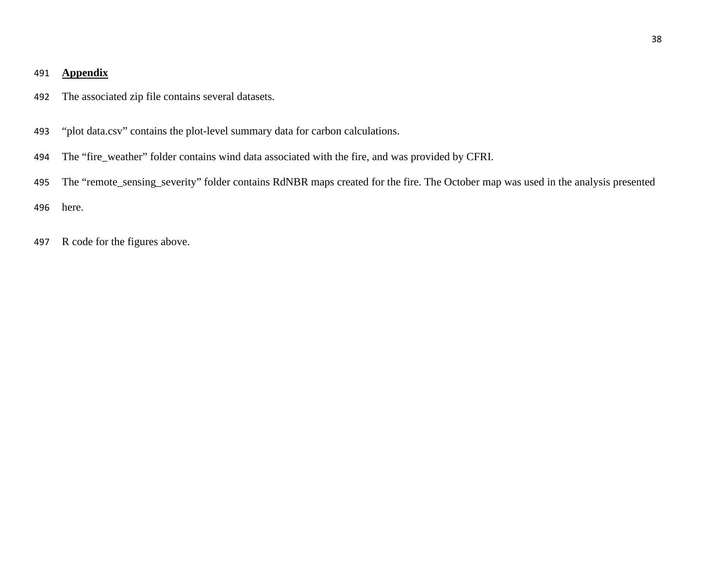**Appendix**

The associated zip file contains several datasets.

"plot data.csv" contains the plot-level summary data for carbon calculations.

The "fire_weather" folder contains wind data associated with the fire, and was provided by CFRI.

The "remote_sensing_severity" folder contains RdNBR maps created for the fire. The October map was used in the analysis presented here.

R code for the figures above.